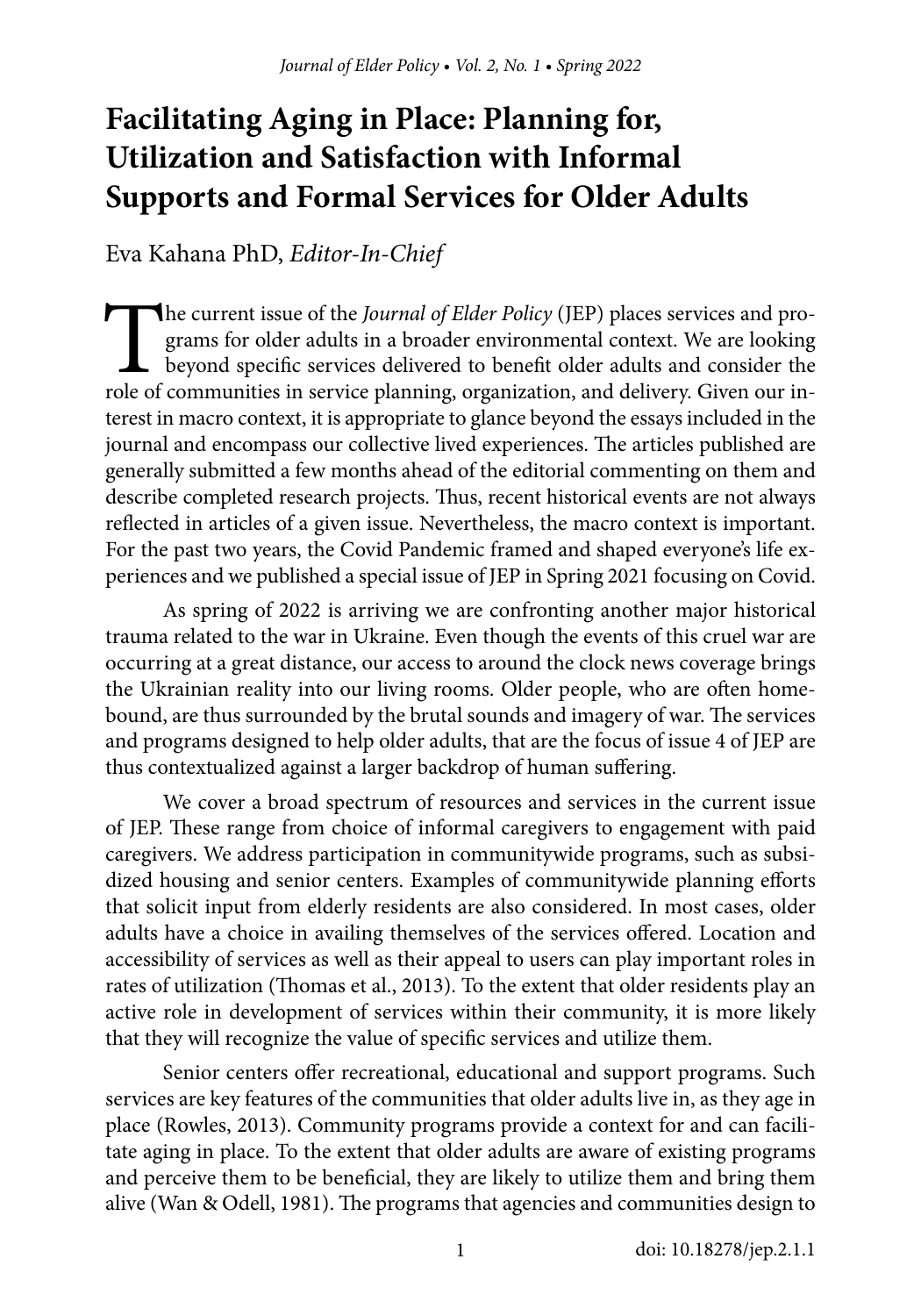# Facilitating Aging in Place: Planning for, Utilization and Satisfaction with Informal Supports and Formal Services for Older Adults

Eva Kahana PhD, *Editor-In-Chief*

The current issue of the *Journal of Elder Policy* (JEP) places services and programs for older adults in a broader environmental context. We are looking beyond specific services delivered to benefit older adults and consider the role of communities in service planning, organization, and delivery. Given our interest in macro context, it is appropriate to glance beyond the essays included in the journal and encompass our collective lived experiences. The articles published are generally submitted a few months ahead of the editorial commenting on them and describe completed research projects. Thus, recent historical events are not always reflected in articles of a given issue. Nevertheless, the macro context is important. For the past two years, the Covid Pandemic framed and shaped everyone's life experiences and we published a special issue of JEP in Spring 2021 focusing on Covid.

As spring of 2022 is arriving we are confronting another major historical trauma related to the war in Ukraine. Even though the events of this cruel war are occurring at a great distance, our access to around the clock news coverage brings the Ukrainian reality into our living rooms. Older people, who are often homebound, are thus surrounded by the brutal sounds and imagery of war. The services and programs designed to help older adults, that are the focus of issue 4 of JEP are thus contextualized against a larger backdrop of human suffering.

We cover a broad spectrum of resources and services in the current issue of JEP. These range from choice of informal caregivers to engagement with paid caregivers. We address participation in communitywide programs, such as subsidized housing and senior centers. Examples of communitywide planning efforts that solicit input from elderly residents are also considered. In most cases, older adults have a choice in availing themselves of the services offered. Location and accessibility of services as well as their appeal to users can play important roles in rates of utilization (Thomas et al., 2013). To the extent that older residents play an active role in development of services within their community, it is more likely that they will recognize the value of specific services and utilize them.

Senior centers offer recreational, educational and support programs. Such services are key features of the communities that older adults live in, as they age in place (Rowles, 2013). Community programs provide a context for and can facilitate aging in place. To the extent that older adults are aware of existing programs and perceive them to be beneficial, they are likely to utilize them and bring them alive (Wan & Odell, 1981). The programs that agencies and communities design to

doi: 10.18278/jep.2.1.1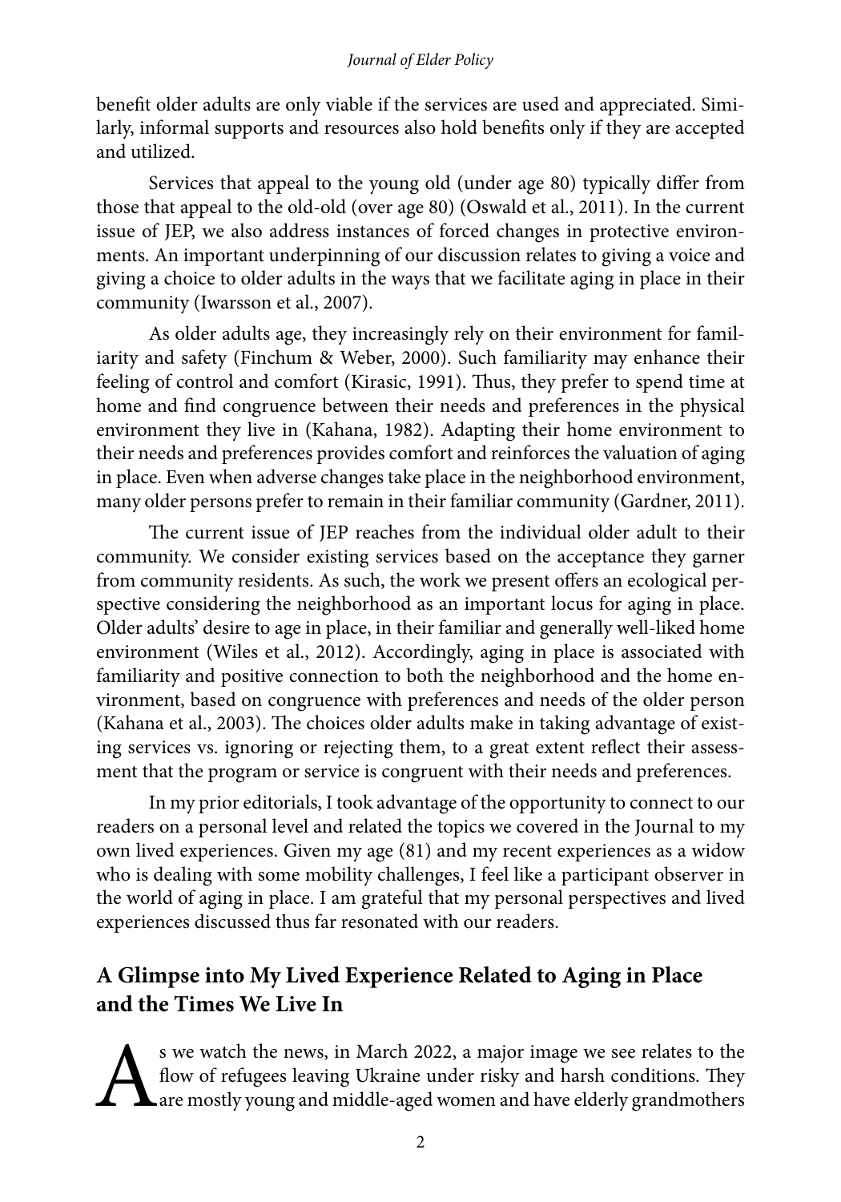benefit older adults are only viable if the services are used and appreciated. Similarly, informal supports and resources also hold benefits only if they are accepted and utilized.

Services that appeal to the young old (under age 80) typically differ from those that appeal to the old-old (over age 80) (Oswald et al., 2011). In the current issue of JEP, we also address instances of forced changes in protective environments. An important underpinning of our discussion relates to giving a voice and giving a choice to older adults in the ways that we facilitate aging in place in their community (Iwarsson et al., 2007).

As older adults age, they increasingly rely on their environment for familiarity and safety (Finchum & Weber, 2000). Such familiarity may enhance their feeling of control and comfort (Kirasic, 1991). Thus, they prefer to spend time at home and find congruence between their needs and preferences in the physical environment they live in (Kahana, 1982). Adapting their home environment to their needs and preferences provides comfort and reinforces the valuation of aging in place. Even when adverse changes take place in the neighborhood environment, many older persons prefer to remain in their familiar community (Gardner, 2011).

The current issue of JEP reaches from the individual older adult to their community. We consider existing services based on the acceptance they garner from community residents. As such, the work we present offers an ecological perspective considering the neighborhood as an important locus for aging in place. Older adults' desire to age in place, in their familiar and generally well-liked home environment (Wiles et al., 2012). Accordingly, aging in place is associated with familiarity and positive connection to both the neighborhood and the home environment, based on congruence with preferences and needs of the older person (Kahana et al., 2003). The choices older adults make in taking advantage of existing services vs. ignoring or rejecting them, to a great extent reflect their assessment that the program or service is congruent with their needs and preferences.

In my prior editorials, I took advantage of the opportunity to connect to our readers on a personal level and related the topics we covered in the Journal to my own lived experiences. Given my age (81) and my recent experiences as a widow who is dealing with some mobility challenges, I feel like a participant observer in the world of aging in place. I am grateful that my personal perspectives and lived experiences discussed thus far resonated with our readers.

## A Glimpse into My Lived Experience Related to Aging in Place and the Times We Live In

As we watch the news, in March 2022, a major image we see relates to the flow of refugees leaving Ukraine under risky and harsh conditions. They are mostly young and middle-aged women and have elderly grandmothers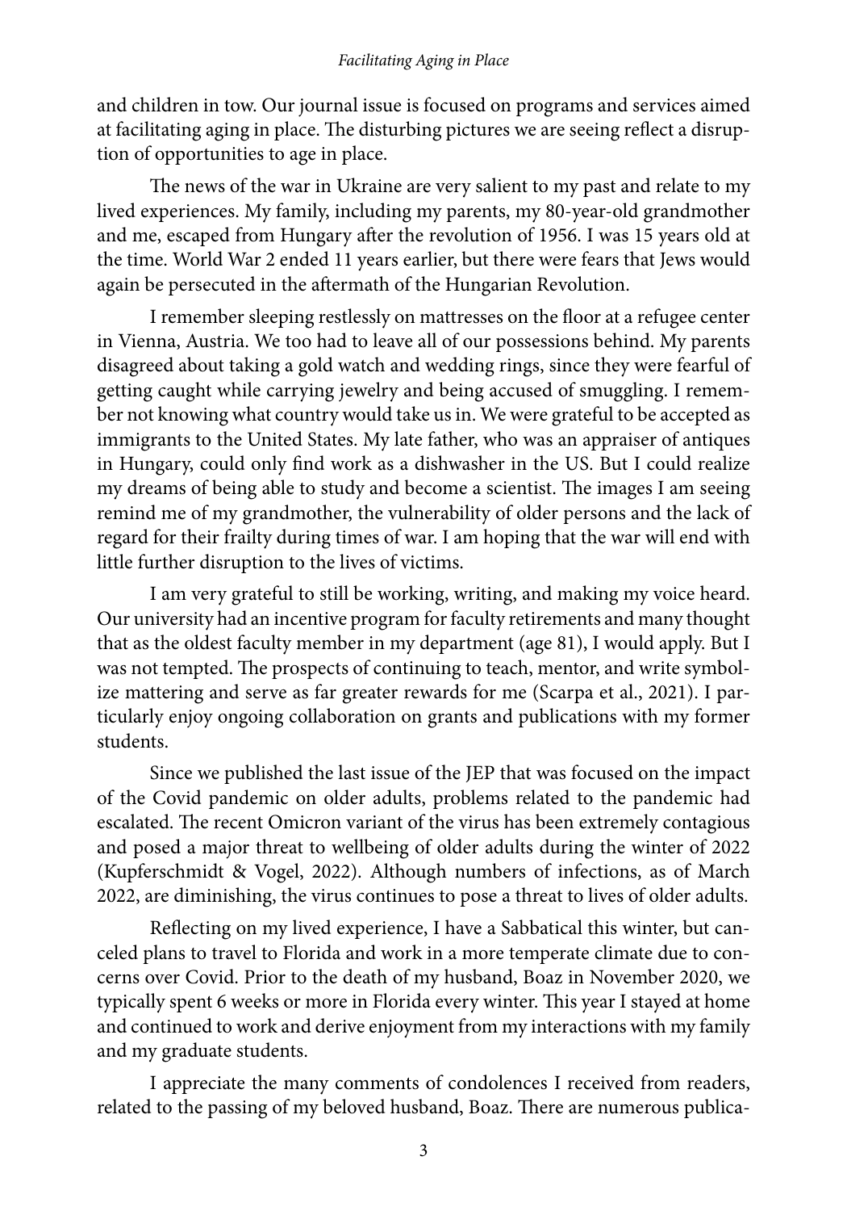and children in tow. Our journal issue is focused on programs and services aimed at facilitating aging in place. The disturbing pictures we are seeing reflect a disruption of opportunities to age in place.

The news of the war in Ukraine are very salient to my past and relate to my lived experiences. My family, including my parents, my 80-year-old grandmother and me, escaped from Hungary after the revolution of 1956. I was 15 years old at the time. World War 2 ended 11 years earlier, but there were fears that Jews would again be persecuted in the aftermath of the Hungarian Revolution.

I remember sleeping restlessly on mattresses on the floor at a refugee center in Vienna, Austria. We too had to leave all of our possessions behind. My parents disagreed about taking a gold watch and wedding rings, since they were fearful of getting caught while carrying jewelry and being accused of smuggling. I remember not knowing what country would take us in. We were grateful to be accepted as immigrants to the United States. My late father, who was an appraiser of antiques in Hungary, could only find work as a dishwasher in the US. But I could realize my dreams of being able to study and become a scientist. The images I am seeing remind me of my grandmother, the vulnerability of older persons and the lack of regard for their frailty during times of war. I am hoping that the war will end with little further disruption to the lives of victims.

I am very grateful to still be working, writing, and making my voice heard. Our university had an incentive program for faculty retirements and many thought that as the oldest faculty member in my department (age 81), I would apply. But I was not tempted. The prospects of continuing to teach, mentor, and write symbolize mattering and serve as far greater rewards for me (Scarpa et al., 2021). I particularly enjoy ongoing collaboration on grants and publications with my former students.

Since we published the last issue of the JEP that was focused on the impact of the Covid pandemic on older adults, problems related to the pandemic had escalated. The recent Omicron variant of the virus has been extremely contagious and posed a major threat to wellbeing of older adults during the winter of 2022 (Kupferschmidt & Vogel, 2022). Although numbers of infections, as of March 2022, are diminishing, the virus continues to pose a threat to lives of older adults.

Reflecting on my lived experience, I have a Sabbatical this winter, but canceled plans to travel to Florida and work in a more temperate climate due to concerns over Covid. Prior to the death of my husband, Boaz in November 2020, we typically spent 6 weeks or more in Florida every winter. This year I stayed at home and continued to work and derive enjoyment from my interactions with my family and my graduate students.

I appreciate the many comments of condolences I received from readers, related to the passing of my beloved husband, Boaz. There are numerous publica-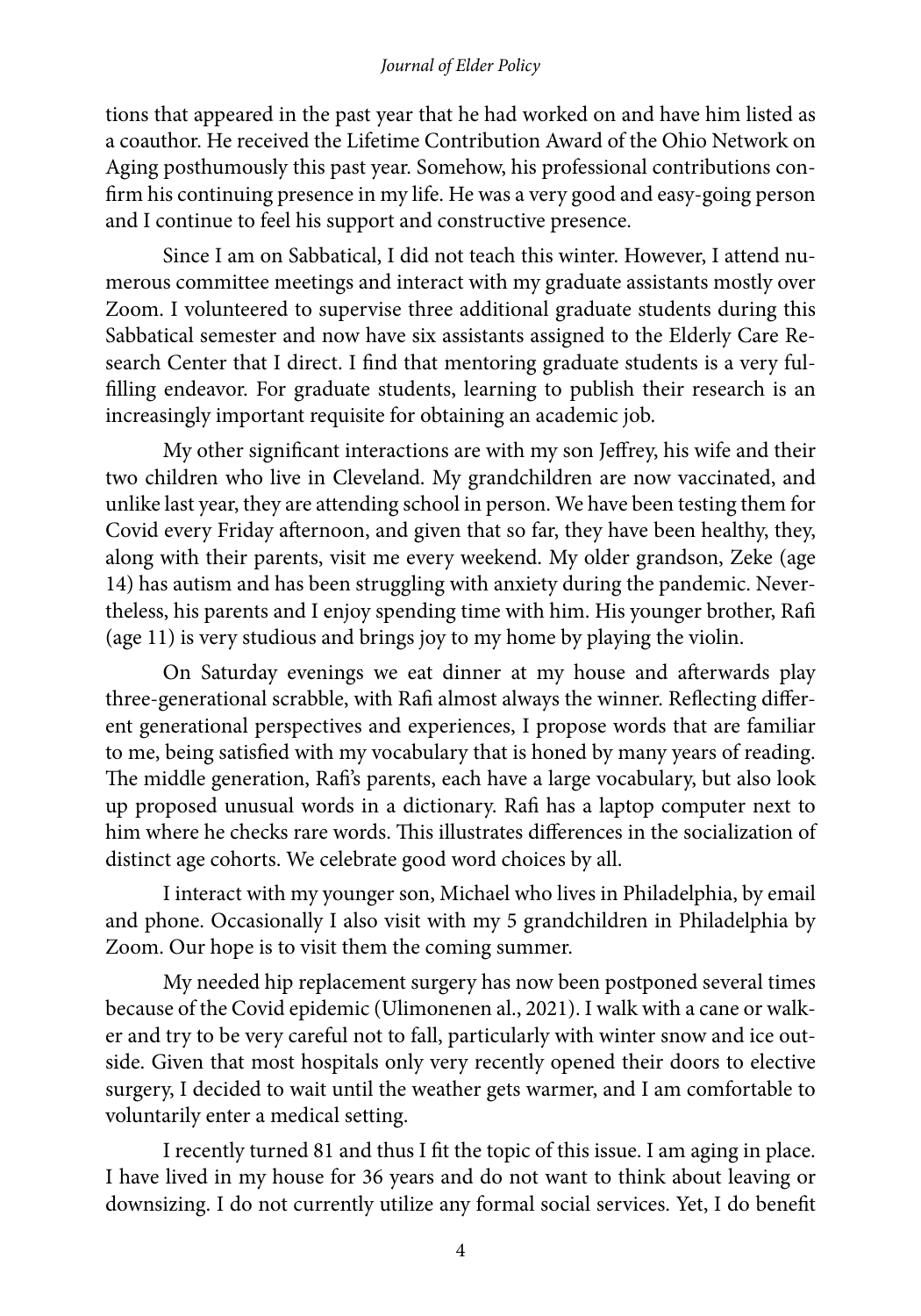tions that appeared in the past year that he had worked on and have him listed as a coauthor. He received the Lifetime Contribution Award of the Ohio Network on Aging posthumously this past year. Somehow, his professional contributions confirm his continuing presence in my life. He was a very good and easy-going person and I continue to feel his support and constructive presence.

Since I am on Sabbatical, I did not teach this winter. However, I attend numerous committee meetings and interact with my graduate assistants mostly over Zoom. I volunteered to supervise three additional graduate students during this Sabbatical semester and now have six assistants assigned to the Elderly Care Research Center that I direct. I find that mentoring graduate students is a very fulfilling endeavor. For graduate students, learning to publish their research is an increasingly important requisite for obtaining an academic job.

My other significant interactions are with my son Jeffrey, his wife and their two children who live in Cleveland. My grandchildren are now vaccinated, and unlike last year, they are attending school in person. We have been testing them for Covid every Friday afternoon, and given that so far, they have been healthy, they, along with their parents, visit me every weekend. My older grandson, Zeke (age 14) has autism and has been struggling with anxiety during the pandemic. Nevertheless, his parents and I enjoy spending time with him. His younger brother, Rafi (age 11) is very studious and brings joy to my home by playing the violin.

On Saturday evenings we eat dinner at my house and afterwards play three-generational scrabble, with Rafi almost always the winner. Reflecting different generational perspectives and experiences, I propose words that are familiar to me, being satisfied with my vocabulary that is honed by many years of reading. The middle generation, Rafi's parents, each have a large vocabulary, but also look up proposed unusual words in a dictionary. Rafi has a laptop computer next to him where he checks rare words. This illustrates differences in the socialization of distinct age cohorts. We celebrate good word choices by all.

I interact with my younger son, Michael who lives in Philadelphia, by email and phone. Occasionally I also visit with my 5 grandchildren in Philadelphia by Zoom. Our hope is to visit them the coming summer.

My needed hip replacement surgery has now been postponed several times because of the Covid epidemic (Ulimonenen al., 2021). I walk with a cane or walker and try to be very careful not to fall, particularly with winter snow and ice outside. Given that most hospitals only very recently opened their doors to elective surgery, I decided to wait until the weather gets warmer, and I am comfortable to voluntarily enter a medical setting.

I recently turned 81 and thus I fit the topic of this issue. I am aging in place. I have lived in my house for 36 years and do not want to think about leaving or downsizing. I do not currently utilize any formal social services. Yet, I do benefit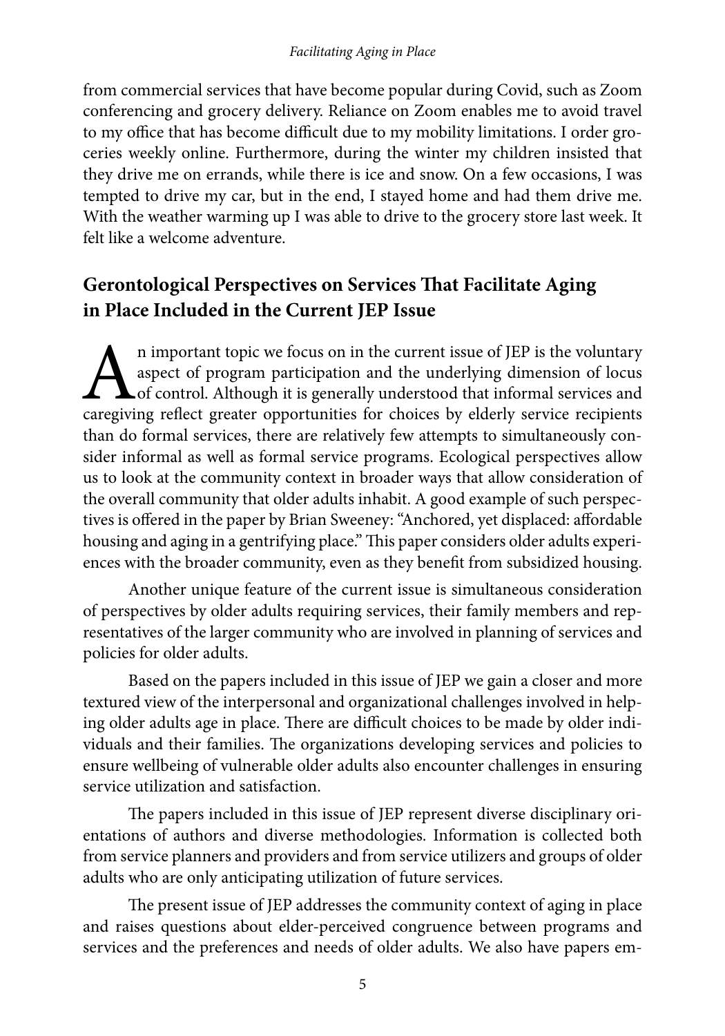from commercial services that have become popular during Covid, such as Zoom conferencing and grocery delivery. Reliance on Zoom enables me to avoid travel to my office that has become difficult due to my mobility limitations. I order groceries weekly online. Furthermore, during the winter my children insisted that they drive me on errands, while there is ice and snow. On a few occasions, I was tempted to drive my car, but in the end, I stayed home and had them drive me. With the weather warming up I was able to drive to the grocery store last week. It felt like a welcome adventure.

## Gerontological Perspectives on Services That Facilitate Aging in Place Included in the Current JEP Issue

An important topic we focus on in the current issue of JEP is the voluntary aspect of program participation and the underlying dimension of locus of control. Although it is generally understood that informal services and caregiving reflect greater opportunities for choices by elderly service recipients than do formal services, there are relatively few attempts to simultaneously consider informal as well as formal service programs. Ecological perspectives allow us to look at the community context in broader ways that allow consideration of the overall community that older adults inhabit. A good example of such perspectives is offered in the paper by Brian Sweeney: "Anchored, yet displaced: affordable housing and aging in a gentrifying place." This paper considers older adults experiences with the broader community, even as they benefit from subsidized housing.

Another unique feature of the current issue is simultaneous consideration of perspectives by older adults requiring services, their family members and representatives of the larger community who are involved in planning of services and policies for older adults.

Based on the papers included in this issue of JEP we gain a closer and more textured view of the interpersonal and organizational challenges involved in helping older adults age in place. There are difficult choices to be made by older individuals and their families. The organizations developing services and policies to ensure wellbeing of vulnerable older adults also encounter challenges in ensuring service utilization and satisfaction.

The papers included in this issue of JEP represent diverse disciplinary orientations of authors and diverse methodologies. Information is collected both from service planners and providers and from service utilizers and groups of older adults who are only anticipating utilization of future services.

The present issue of JEP addresses the community context of aging in place and raises questions about elder-perceived congruence between programs and services and the preferences and needs of older adults. We also have papers em-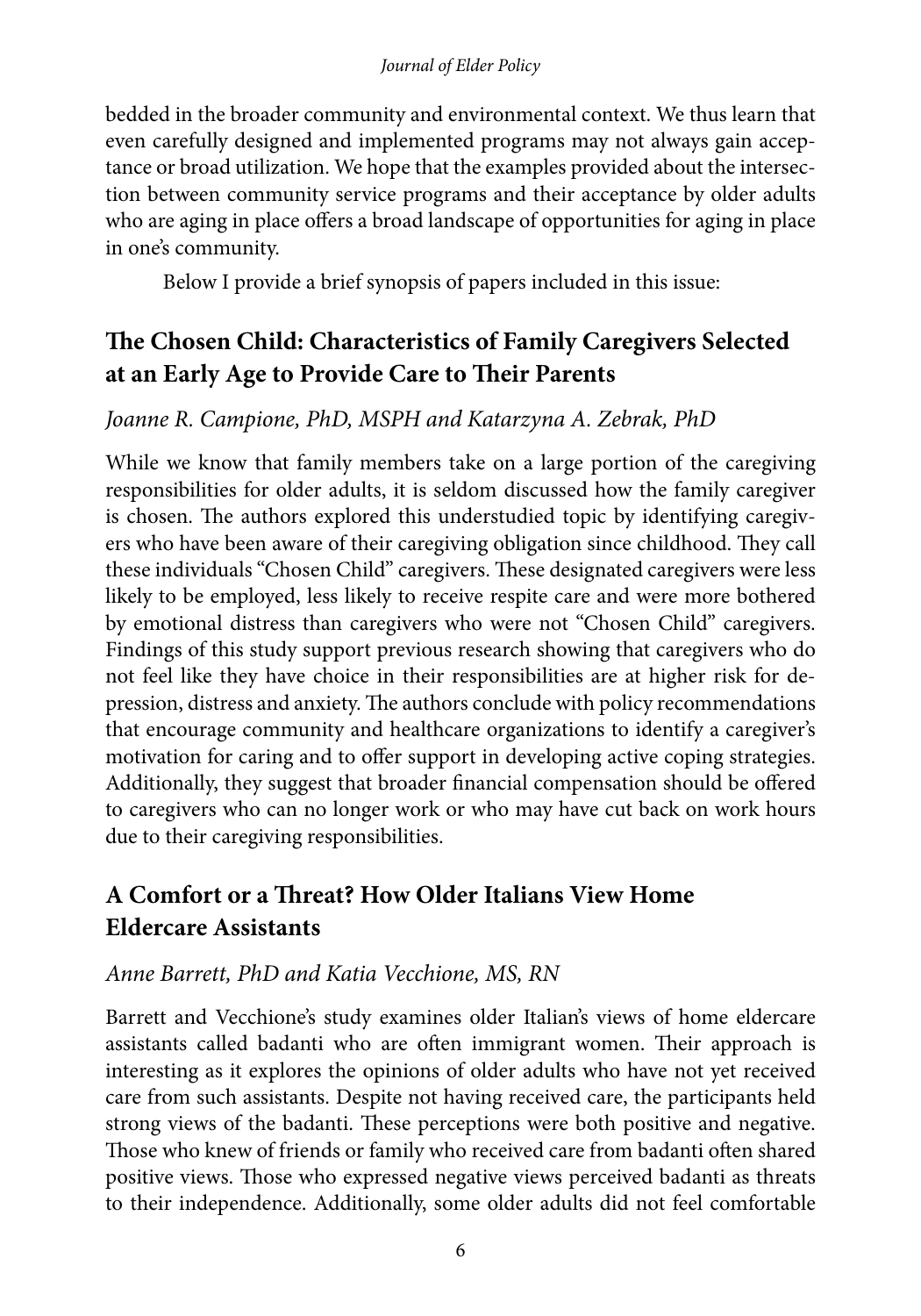bedded in the broader community and environmental context. We thus learn that even carefully designed and implemented programs may not always gain acceptance or broad utilization. We hope that the examples provided about the intersection between community service programs and their acceptance by older adults who are aging in place offers a broad landscape of opportunities for aging in place in one's community.

Below I provide a brief synopsis of papers included in this issue:

## The Chosen Child: Characteristics of Family Caregivers Selected at an Early Age to Provide Care to Their Parents

*Joanne R. Campione, PhD, MSPH and Katarzyna A. Zebrak, PhD*

While we know that family members take on a large portion of the caregiving responsibilities for older adults, it is seldom discussed how the family caregiver is chosen. The authors explored this understudied topic by identifying caregivers who have been aware of their caregiving obligation since childhood. They call these individuals "Chosen Child" caregivers. These designated caregivers were less likely to be employed, less likely to receive respite care and were more bothered by emotional distress than caregivers who were not "Chosen Child" caregivers. Findings of this study support previous research showing that caregivers who do not feel like they have choice in their responsibilities are at higher risk for depression, distress and anxiety. The authors conclude with policy recommendations that encourage community and healthcare organizations to identify a caregiver's motivation for caring and to offer support in developing active coping strategies. Additionally, they suggest that broader financial compensation should be offered to caregivers who can no longer work or who may have cut back on work hours due to their caregiving responsibilities.

## A Comfort or a Threat? How Older Italians View Home Eldercare Assistants

*Anne Barrett, PhD and Katia Vecchione, MS, RN*

Barrett and Vecchione's study examines older Italian's views of home eldercare assistants called badanti who are often immigrant women. Their approach is interesting as it explores the opinions of older adults who have not yet received care from such assistants. Despite not having received care, the participants held strong views of the badanti. These perceptions were both positive and negative. Those who knew of friends or family who received care from badanti often shared positive views. Those who expressed negative views perceived badanti as threats to their independence. Additionally, some older adults did not feel comfortable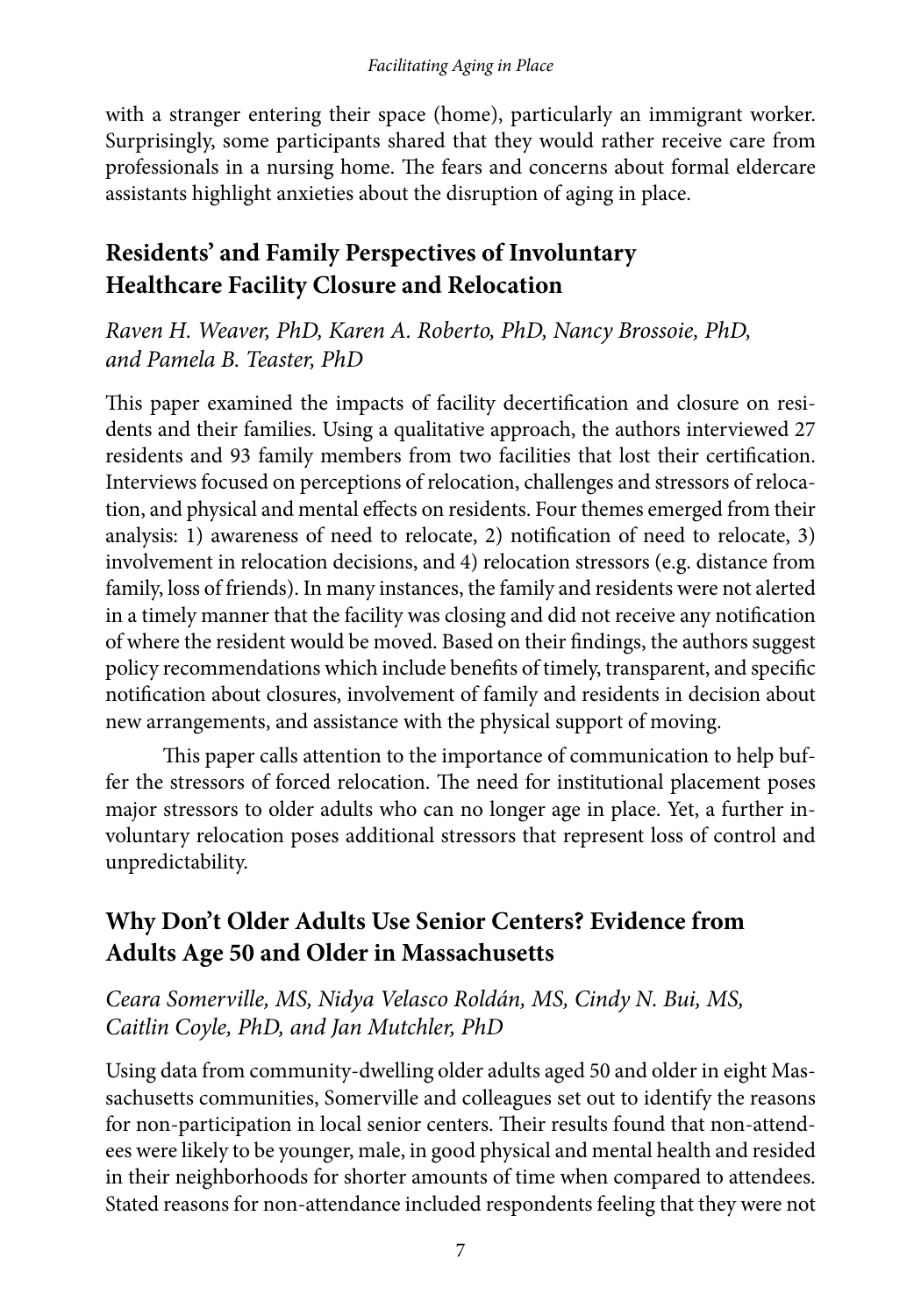with a stranger entering their space (home), particularly an immigrant worker. Surprisingly, some participants shared that they would rather receive care from professionals in a nursing home. The fears and concerns about formal eldercare assistants highlight anxieties about the disruption of aging in place.

## Residents' and Family Perspectives of Involuntary Healthcare Facility Closure and Relocation

*Raven H. Weaver, PhD, Karen A. Roberto, PhD, Nancy Brossoie, PhD, and Pamela B. Teaster, PhD*

This paper examined the impacts of facility decertification and closure on residents and their families. Using a qualitative approach, the authors interviewed 27 residents and 93 family members from two facilities that lost their certification. Interviews focused on perceptions of relocation, challenges and stressors of relocation, and physical and mental effects on residents. Four themes emerged from their analysis: 1) awareness of need to relocate, 2) notification of need to relocate, 3) involvement in relocation decisions, and 4) relocation stressors (e.g. distance from family, loss of friends). In many instances, the family and residents were not alerted in a timely manner that the facility was closing and did not receive any notification of where the resident would be moved. Based on their findings, the authors suggest policy recommendations which include benefits of timely, transparent, and specific notification about closures, involvement of family and residents in decision about new arrangements, and assistance with the physical support of moving.

This paper calls attention to the importance of communication to help buffer the stressors of forced relocation. The need for institutional placement poses major stressors to older adults who can no longer age in place. Yet, a further involuntary relocation poses additional stressors that represent loss of control and unpredictability.

## Why Don't Older Adults Use Senior Centers? Evidence from Adults Age 50 and Older in Massachusetts

*Ceara Somerville, MS, Nidya Velasco Roldán, MS, Cindy N. Bui, MS, Caitlin Coyle, PhD, and Jan Mutchler, PhD*

Using data from community-dwelling older adults aged 50 and older in eight Massachusetts communities, Somerville and colleagues set out to identify the reasons for non-participation in local senior centers. Their results found that non-attendees were likely to be younger, male, in good physical and mental health and resided in their neighborhoods for shorter amounts of time when compared to attendees. Stated reasons for non-attendance included respondents feeling that they were not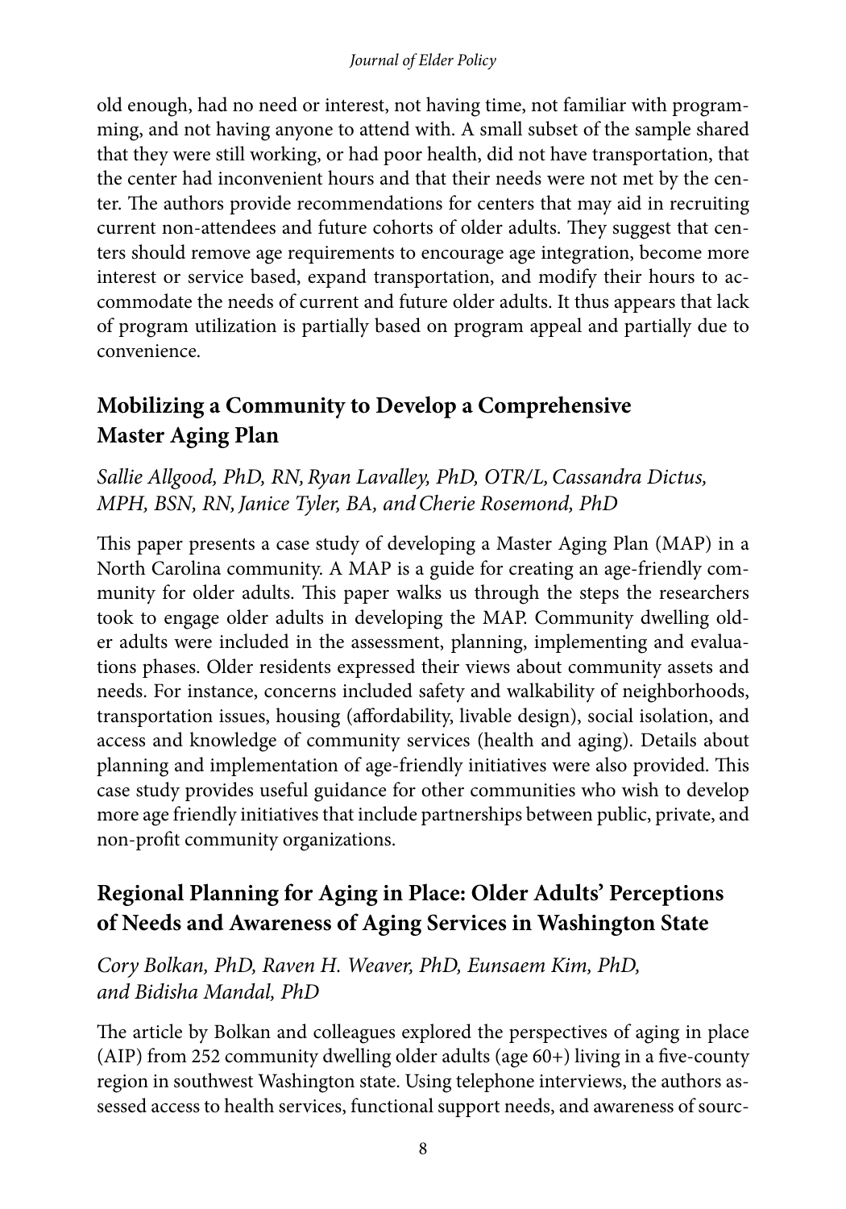old enough, had no need or interest, not having time, not familiar with programming, and not having anyone to attend with. A small subset of the sample shared that they were still working, or had poor health, did not have transportation, that the center had inconvenient hours and that their needs were not met by the center. The authors provide recommendations for centers that may aid in recruiting current non-attendees and future cohorts of older adults. They suggest that centers should remove age requirements to encourage age integration, become more interest or service based, expand transportation, and modify their hours to accommodate the needs of current and future older adults. It thus appears that lack of program utilization is partially based on program appeal and partially due to convenience.

## Mobilizing a Community to Develop a Comprehensive Master Aging Plan

*Sallie Allgood, PhD, RN, Ryan Lavalley, PhD, OTR/L, Cassandra Dictus, MPH, BSN, RN, Janice Tyler, BA, and Cherie Rosemond, PhD*

This paper presents a case study of developing a Master Aging Plan (MAP) in a North Carolina community. A MAP is a guide for creating an age-friendly community for older adults. This paper walks us through the steps the researchers took to engage older adults in developing the MAP. Community dwelling older adults were included in the assessment, planning, implementing and evaluations phases. Older residents expressed their views about community assets and needs. For instance, concerns included safety and walkability of neighborhoods, transportation issues, housing (affordability, livable design), social isolation, and access and knowledge of community services (health and aging). Details about planning and implementation of age-friendly initiatives were also provided. This case study provides useful guidance for other communities who wish to develop more age friendly initiatives that include partnerships between public, private, and non-profit community organizations.

## Regional Planning for Aging in Place: Older Adults' Perceptions of Needs and Awareness of Aging Services in Washington State

*Cory Bolkan, PhD, Raven H. Weaver, PhD, Eunsaem Kim, PhD, and Bidisha Mandal, PhD*

The article by Bolkan and colleagues explored the perspectives of aging in place (AIP) from 252 community dwelling older adults (age 60+) living in a five-county region in southwest Washington state. Using telephone interviews, the authors assessed access to health services, functional support needs, and awareness of sourc-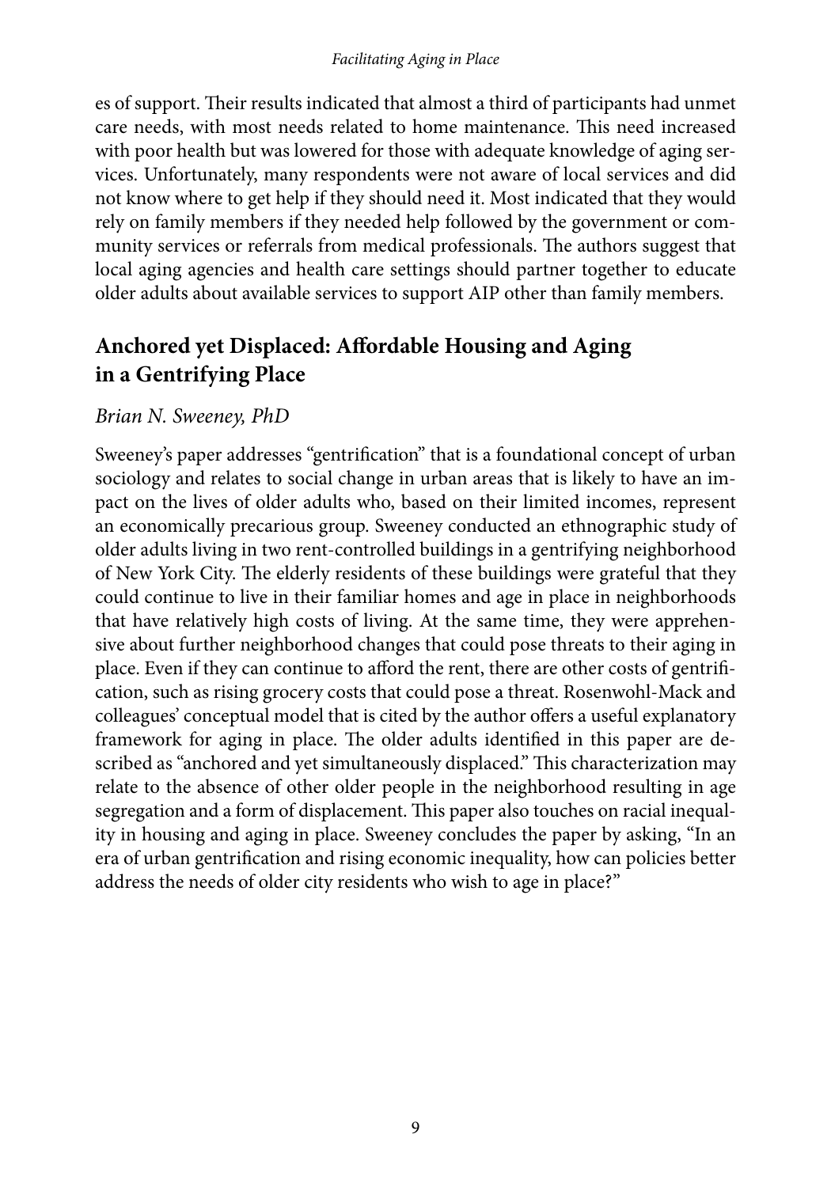es of support. Their results indicated that almost a third of participants had unmet care needs, with most needs related to home maintenance. This need increased with poor health but was lowered for those with adequate knowledge of aging services. Unfortunately, many respondents were not aware of local services and did not know where to get help if they should need it. Most indicated that they would rely on family members if they needed help followed by the government or community services or referrals from medical professionals. The authors suggest that local aging agencies and health care settings should partner together to educate older adults about available services to support AIP other than family members.

## Anchored yet Displaced: Affordable Housing and Aging in a Gentrifying Place

*Brian N. Sweeney, PhD*

Sweeney's paper addresses "gentrification" that is a foundational concept of urban sociology and relates to social change in urban areas that is likely to have an impact on the lives of older adults who, based on their limited incomes, represent an economically precarious group. Sweeney conducted an ethnographic study of older adults living in two rent-controlled buildings in a gentrifying neighborhood of New York City. The elderly residents of these buildings were grateful that they could continue to live in their familiar homes and age in place in neighborhoods that have relatively high costs of living. At the same time, they were apprehensive about further neighborhood changes that could pose threats to their aging in place. Even if they can continue to afford the rent, there are other costs of gentrification, such as rising grocery costs that could pose a threat. Rosenwohl-Mack and colleagues' conceptual model that is cited by the author offers a useful explanatory framework for aging in place. The older adults identified in this paper are described as "anchored and yet simultaneously displaced." This characterization may relate to the absence of other older people in the neighborhood resulting in age segregation and a form of displacement. This paper also touches on racial inequality in housing and aging in place. Sweeney concludes the paper by asking, "In an era of urban gentrification and rising economic inequality, how can policies better address the needs of older city residents who wish to age in place?"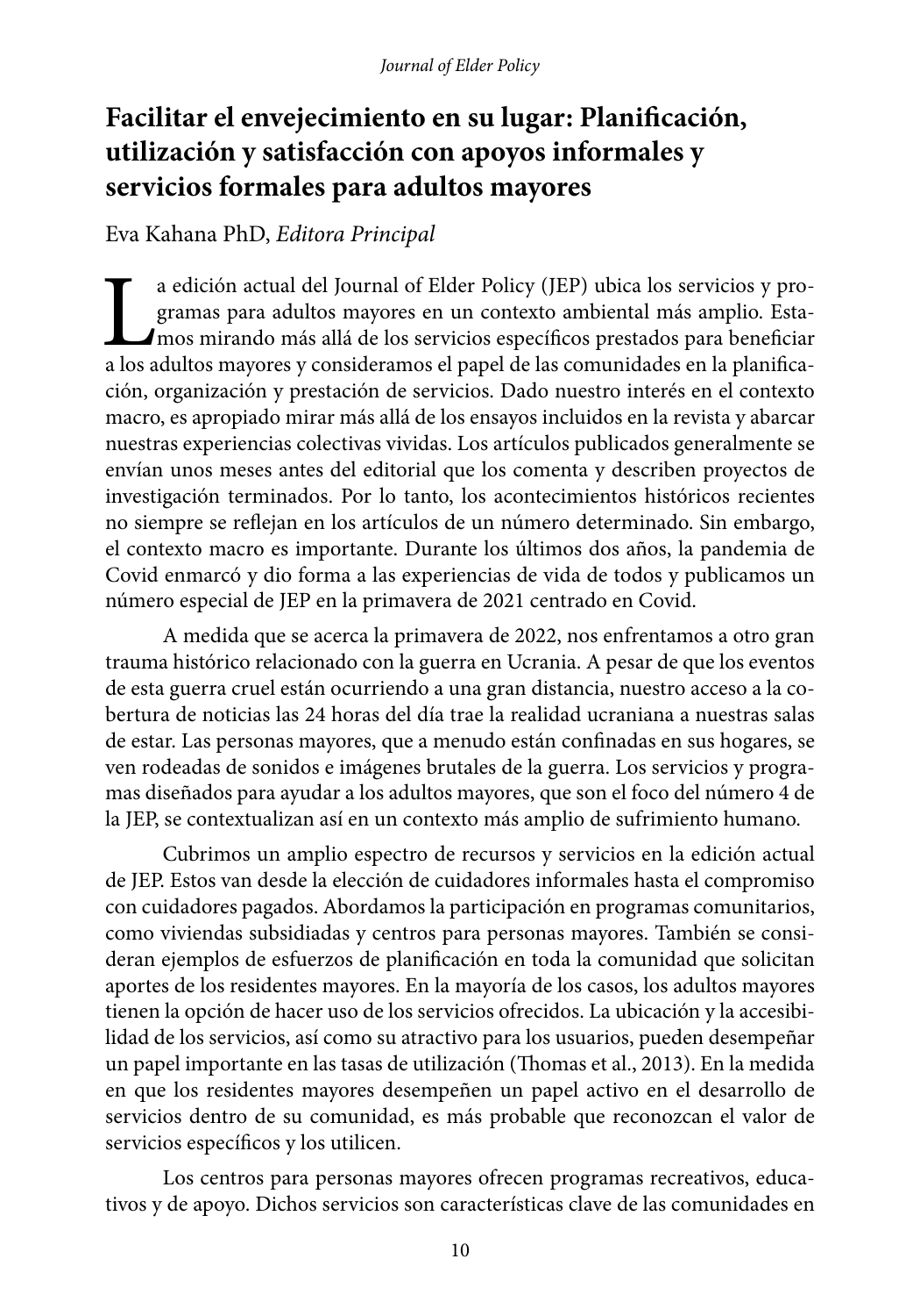# Facilitar el envejecimiento en su lugar: Planificación, utilización y satisfacción con apoyos informales y servicios formales para adultos mayores

Eva Kahana PhD, *Editora Principal*

La edición actual del Journal of Elder Policy (JEP) ubica los servicios y programas para adultos mayores en un contexto ambiental más amplio. Estamos mirando más allá de los servicios específicos prestados para beneficiar a los adultos mayores y consideramos el papel de las comunidades en la planificación, organización y prestación de servicios. Dado nuestro interés en el contexto macro, es apropiado mirar más allá de los ensayos incluidos en la revista y abarcar nuestras experiencias colectivas vividas. Los artículos publicados generalmente se envían unos meses antes del editorial que los comenta y describen proyectos de investigación terminados. Por lo tanto, los acontecimientos históricos recientes no siempre se reflejan en los artículos de un número determinado. Sin embargo, el contexto macro es importante. Durante los últimos dos años, la pandemia de Covid enmarcó y dio forma a las experiencias de vida de todos y publicamos un número especial de JEP en la primavera de 2021 centrado en Covid.

A medida que se acerca la primavera de 2022, nos enfrentamos a otro gran trauma histórico relacionado con la guerra en Ucrania. A pesar de que los eventos de esta guerra cruel están ocurriendo a una gran distancia, nuestro acceso a la cobertura de noticias las 24 horas del día trae la realidad ucraniana a nuestras salas de estar. Las personas mayores, que a menudo están confinadas en sus hogares, se ven rodeadas de sonidos e imágenes brutales de la guerra. Los servicios y programas diseñados para ayudar a los adultos mayores, que son el foco del número 4 de la JEP, se contextualizan así en un contexto más amplio de sufrimiento humano.

Cubrimos un amplio espectro de recursos y servicios en la edición actual de JEP. Estos van desde la elección de cuidadores informales hasta el compromiso con cuidadores pagados. Abordamos la participación en programas comunitarios, como viviendas subsidiadas y centros para personas mayores. También se consideran ejemplos de esfuerzos de planificación en toda la comunidad que solicitan aportes de los residentes mayores. En la mayoría de los casos, los adultos mayores tienen la opción de hacer uso de los servicios ofrecidos. La ubicación y la accesibilidad de los servicios, así como su atractivo para los usuarios, pueden desempeñar un papel importante en las tasas de utilización (Thomas et al., 2013). En la medida en que los residentes mayores desempeñen un papel activo en el desarrollo de servicios dentro de su comunidad, es más probable que reconozcan el valor de servicios específicos y los utilicen.

Los centros para personas mayores ofrecen programas recreativos, educativos y de apoyo. Dichos servicios son características clave de las comunidades en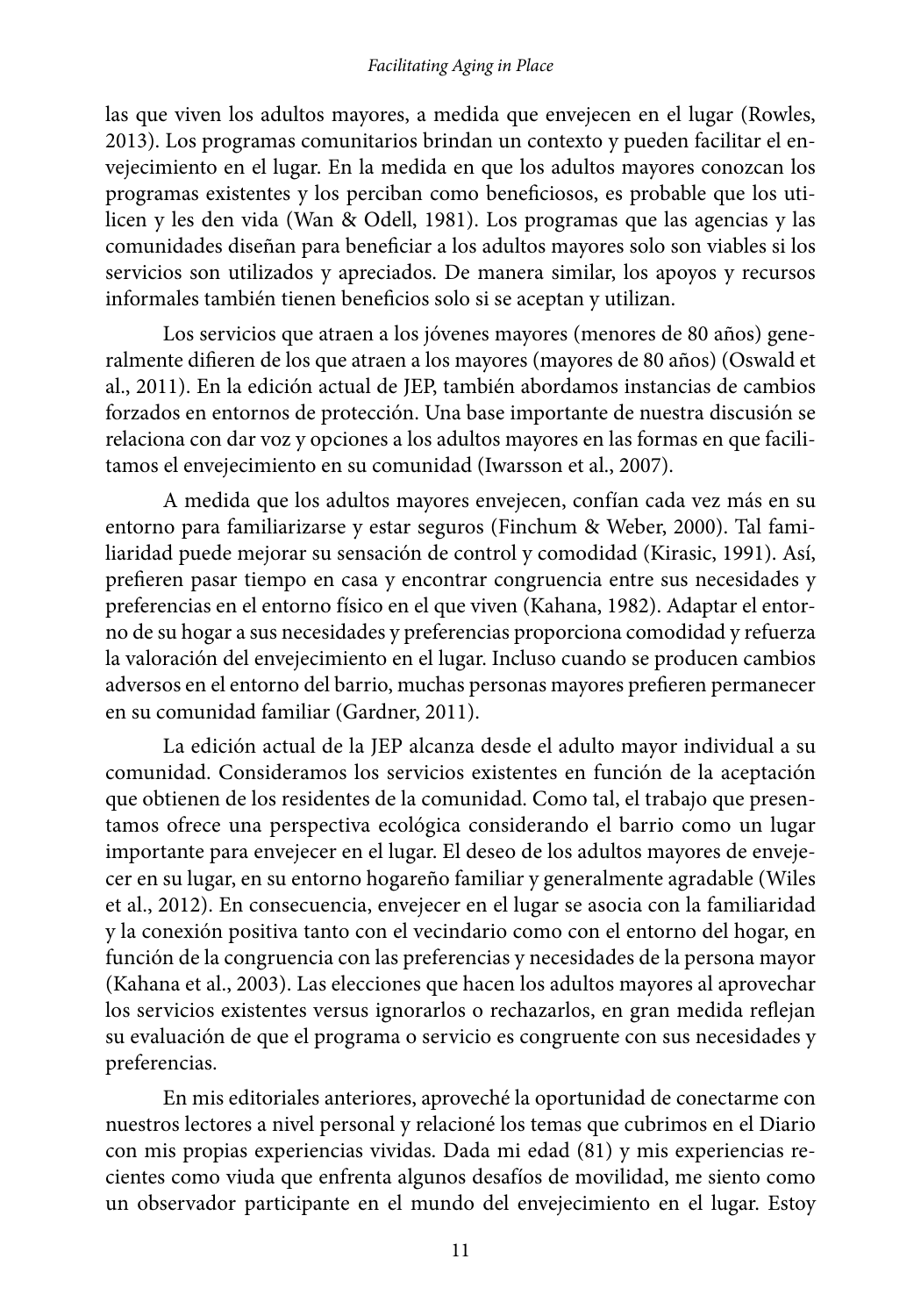las que viven los adultos mayores, a medida que envejecen en el lugar (Rowles, 2013). Los programas comunitarios brindan un contexto y pueden facilitar el envejecimiento en el lugar. En la medida en que los adultos mayores conozcan los programas existentes y los perciban como beneficiosos, es probable que los utilicen y les den vida (Wan & Odell, 1981). Los programas que las agencias y las comunidades diseñan para beneficiar a los adultos mayores solo son viables si los servicios son utilizados y apreciados. De manera similar, los apoyos y recursos informales también tienen beneficios solo si se aceptan y utilizan.

Los servicios que atraen a los jóvenes mayores (menores de 80 años) generalmente difieren de los que atraen a los mayores (mayores de 80 años) (Oswald et al., 2011). En la edición actual de JEP, también abordamos instancias de cambios forzados en entornos de protección. Una base importante de nuestra discusión se relaciona con dar voz y opciones a los adultos mayores en las formas en que facilitamos el envejecimiento en su comunidad (Iwarsson et al., 2007).

A medida que los adultos mayores envejecen, confían cada vez más en su entorno para familiarizarse y estar seguros (Finchum & Weber, 2000). Tal familiaridad puede mejorar su sensación de control y comodidad (Kirasic, 1991). Así, prefieren pasar tiempo en casa y encontrar congruencia entre sus necesidades y preferencias en el entorno físico en el que viven (Kahana, 1982). Adaptar el entorno de su hogar a sus necesidades y preferencias proporciona comodidad y refuerza la valoración del envejecimiento en el lugar. Incluso cuando se producen cambios adversos en el entorno del barrio, muchas personas mayores prefieren permanecer en su comunidad familiar (Gardner, 2011).

La edición actual de la JEP alcanza desde el adulto mayor individual a su comunidad. Consideramos los servicios existentes en función de la aceptación que obtienen de los residentes de la comunidad. Como tal, el trabajo que presentamos ofrece una perspectiva ecológica considerando el barrio como un lugar importante para envejecer en el lugar. El deseo de los adultos mayores de envejecer en su lugar, en su entorno hogareño familiar y generalmente agradable (Wiles et al., 2012). En consecuencia, envejecer en el lugar se asocia con la familiaridad y la conexión positiva tanto con el vecindario como con el entorno del hogar, en función de la congruencia con las preferencias y necesidades de la persona mayor (Kahana et al., 2003). Las elecciones que hacen los adultos mayores al aprovechar los servicios existentes versus ignorarlos o rechazarlos, en gran medida reflejan su evaluación de que el programa o servicio es congruente con sus necesidades y preferencias.

En mis editoriales anteriores, aproveché la oportunidad de conectarme con nuestros lectores a nivel personal y relacioné los temas que cubrimos en el Diario con mis propias experiencias vividas. Dada mi edad (81) y mis experiencias recientes como viuda que enfrenta algunos desafíos de movilidad, me siento como un observador participante en el mundo del envejecimiento en el lugar. Estoy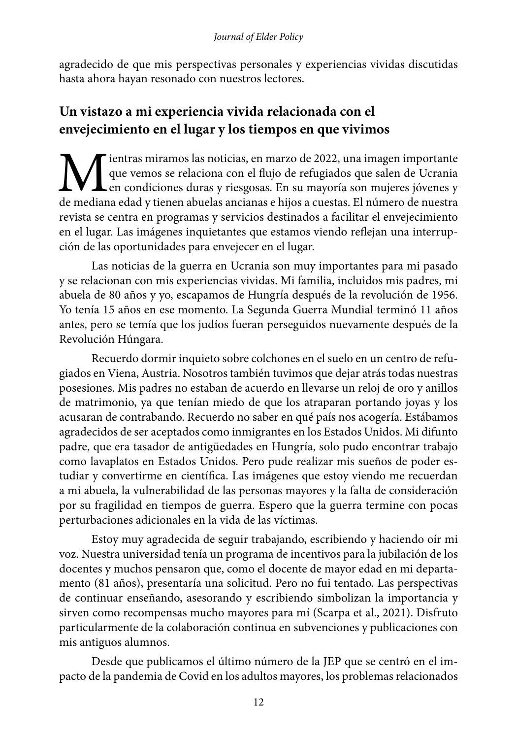agradecido de que mis perspectivas personales y experiencias vividas discutidas hasta ahora hayan resonado con nuestros lectores.

## Un vistazo a mi experiencia vivida relacionada con el envejecimiento en el lugar y los tiempos en que vivimos

Mientras miramos las noticias, en marzo de 2022, una imagen importante que vemos se relaciona con el flujo de refugiados que salen de Ucrania en condiciones duras y riesgosas. En su mayoría son mujeres jóvenes y de mediana edad y tienen abuelas ancianas e hijos a cuestas. El número de nuestra revista se centra en programas y servicios destinados a facilitar el envejecimiento en el lugar. Las imágenes inquietantes que estamos viendo reflejan una interrupción de las oportunidades para envejecer en el lugar.

Las noticias de la guerra en Ucrania son muy importantes para mi pasado y se relacionan con mis experiencias vividas. Mi familia, incluidos mis padres, mi abuela de 80 años y yo, escapamos de Hungría después de la revolución de 1956. Yo tenía 15 años en ese momento. La Segunda Guerra Mundial terminó 11 años antes, pero se temía que los judíos fueran perseguidos nuevamente después de la Revolución Húngara.

Recuerdo dormir inquieto sobre colchones en el suelo en un centro de refugiados en Viena, Austria. Nosotros también tuvimos que dejar atrás todas nuestras posesiones. Mis padres no estaban de acuerdo en llevarse un reloj de oro y anillos de matrimonio, ya que tenían miedo de que los atraparan portando joyas y los acusaran de contrabando. Recuerdo no saber en qué país nos acogería. Estábamos agradecidos de ser aceptados como inmigrantes en los Estados Unidos. Mi difunto padre, que era tasador de antigüedades en Hungría, solo pudo encontrar trabajo como lavaplatos en Estados Unidos. Pero pude realizar mis sueños de poder estudiar y convertirme en científica. Las imágenes que estoy viendo me recuerdan a mi abuela, la vulnerabilidad de las personas mayores y la falta de consideración por su fragilidad en tiempos de guerra. Espero que la guerra termine con pocas perturbaciones adicionales en la vida de las víctimas.

Estoy muy agradecida de seguir trabajando, escribiendo y haciendo oír mi voz. Nuestra universidad tenía un programa de incentivos para la jubilación de los docentes y muchos pensaron que, como el docente de mayor edad en mi departamento (81 años), presentaría una solicitud. Pero no fui tentado. Las perspectivas de continuar enseñando, asesorando y escribiendo simbolizan la importancia y sirven como recompensas mucho mayores para mí (Scarpa et al., 2021). Disfruto particularmente de la colaboración continua en subvenciones y publicaciones con mis antiguos alumnos.

Desde que publicamos el último número de la JEP que se centró en el impacto de la pandemia de Covid en los adultos mayores, los problemas relacionados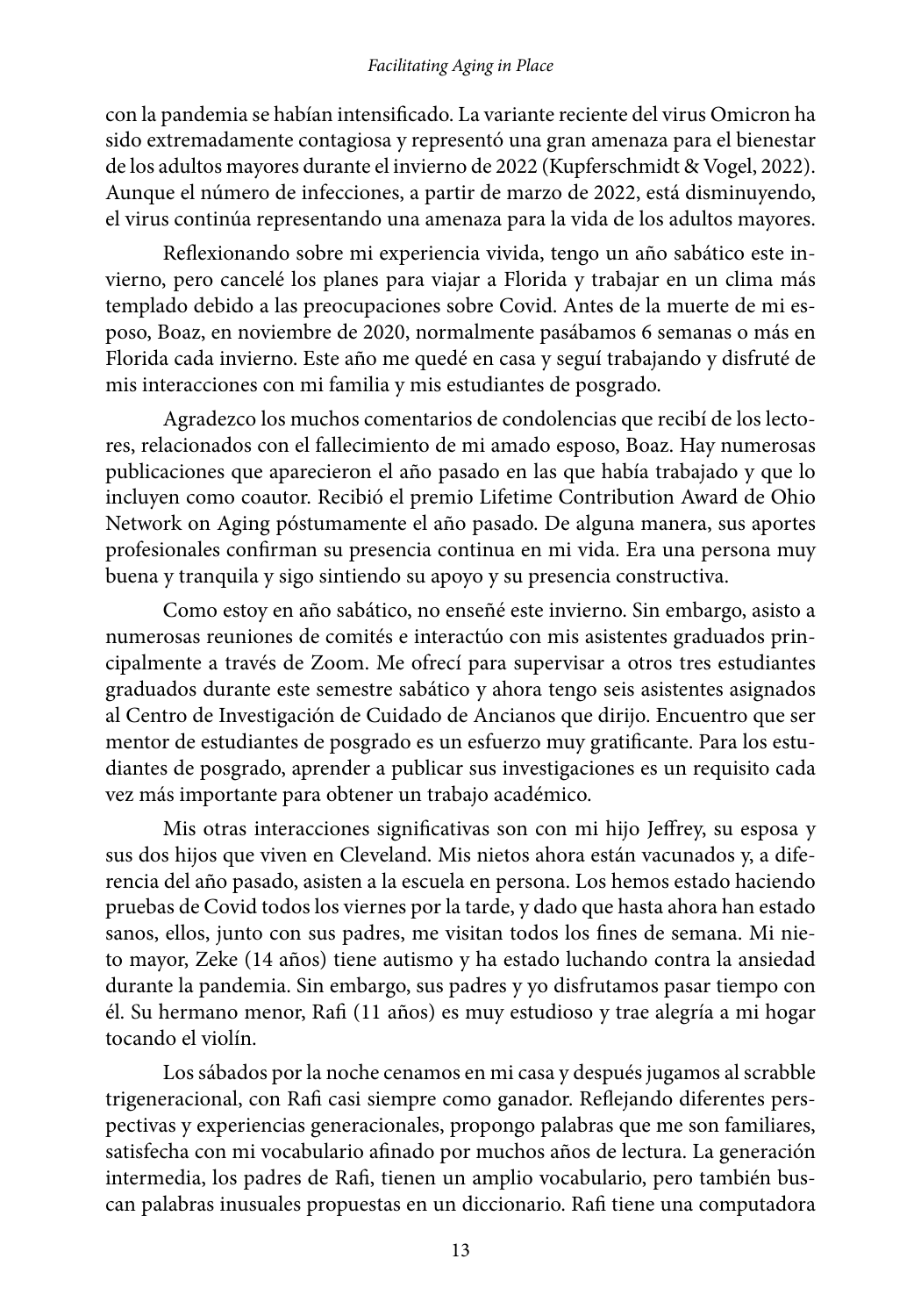con la pandemia se habían intensificado. La variante reciente del virus Omicron ha sido extremadamente contagiosa y representó una gran amenaza para el bienestar de los adultos mayores durante el invierno de 2022 (Kupferschmidt & Vogel, 2022). Aunque el número de infecciones, a partir de marzo de 2022, está disminuyendo, el virus continúa representando una amenaza para la vida de los adultos mayores.

Reflexionando sobre mi experiencia vivida, tengo un año sabático este invierno, pero cancelé los planes para viajar a Florida y trabajar en un clima más templado debido a las preocupaciones sobre Covid. Antes de la muerte de mi esposo, Boaz, en noviembre de 2020, normalmente pasábamos 6 semanas o más en Florida cada invierno. Este año me quedé en casa y seguí trabajando y disfruté de mis interacciones con mi familia y mis estudiantes de posgrado.

Agradezco los muchos comentarios de condolencias que recibí de los lectores, relacionados con el fallecimiento de mi amado esposo, Boaz. Hay numerosas publicaciones que aparecieron el año pasado en las que había trabajado y que lo incluyen como coautor. Recibió el premio Lifetime Contribution Award de Ohio Network on Aging póstumamente el año pasado. De alguna manera, sus aportes profesionales confirman su presencia continua en mi vida. Era una persona muy buena y tranquila y sigo sintiendo su apoyo y su presencia constructiva.

Como estoy en año sabático, no enseñé este invierno. Sin embargo, asisto a numerosas reuniones de comités e interactúo con mis asistentes graduados principalmente a través de Zoom. Me ofrecí para supervisar a otros tres estudiantes graduados durante este semestre sabático y ahora tengo seis asistentes asignados al Centro de Investigación de Cuidado de Ancianos que dirijo. Encuentro que ser mentor de estudiantes de posgrado es un esfuerzo muy gratificante. Para los estudiantes de posgrado, aprender a publicar sus investigaciones es un requisito cada vez más importante para obtener un trabajo académico.

Mis otras interacciones significativas son con mi hijo Jeffrey, su esposa y sus dos hijos que viven en Cleveland. Mis nietos ahora están vacunados y, a diferencia del año pasado, asisten a la escuela en persona. Los hemos estado haciendo pruebas de Covid todos los viernes por la tarde, y dado que hasta ahora han estado sanos, ellos, junto con sus padres, me visitan todos los fines de semana. Mi nieto mayor, Zeke (14 años) tiene autismo y ha estado luchando contra la ansiedad durante la pandemia. Sin embargo, sus padres y yo disfrutamos pasar tiempo con él. Su hermano menor, Rafi (11 años) es muy estudioso y trae alegría a mi hogar tocando el violín.

Los sábados por la noche cenamos en mi casa y después jugamos al scrabble trigeneracional, con Rafi casi siempre como ganador. Reflejando diferentes perspectivas y experiencias generacionales, propongo palabras que me son familiares, satisfecha con mi vocabulario afinado por muchos años de lectura. La generación intermedia, los padres de Rafi, tienen un amplio vocabulario, pero también buscan palabras inusuales propuestas en un diccionario. Rafi tiene una computadora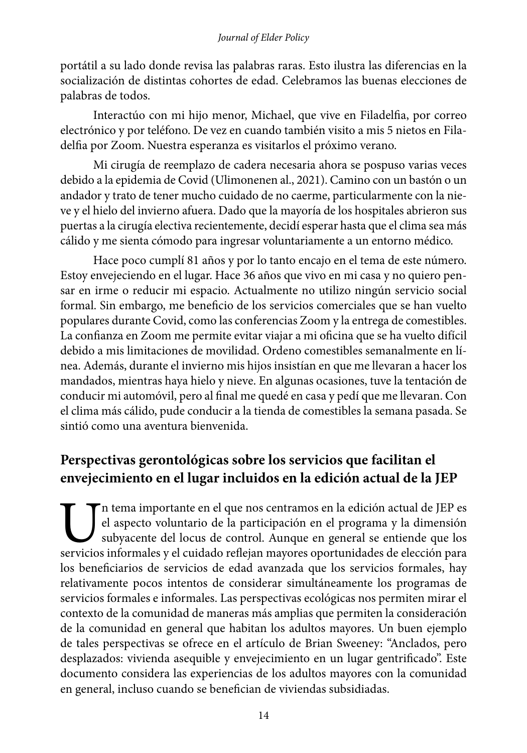portátil a su lado donde revisa las palabras raras. Esto ilustra las diferencias en la socialización de distintas cohortes de edad. Celebramos las buenas elecciones de palabras de todos.

Interactúo con mi hijo menor, Michael, que vive en Filadelfia, por correo electrónico y por teléfono. De vez en cuando también visito a mis 5 nietos en Filadelfia por Zoom. Nuestra esperanza es visitarlos el próximo verano.

Mi cirugía de reemplazo de cadera necesaria ahora se pospuso varias veces debido a la epidemia de Covid (Ulimonenen al., 2021). Camino con un bastón o un andador y trato de tener mucho cuidado de no caerme, particularmente con la nieve y el hielo del invierno afuera. Dado que la mayoría de los hospitales abrieron sus puertas a la cirugía electiva recientemente, decidí esperar hasta que el clima sea más cálido y me sienta cómodo para ingresar voluntariamente a un entorno médico.

Hace poco cumplí 81 años y por lo tanto encajo en el tema de este número. Estoy envejeciendo en el lugar. Hace 36 años que vivo en mi casa y no quiero pensar en irme o reducir mi espacio. Actualmente no utilizo ningún servicio social formal. Sin embargo, me beneficio de los servicios comerciales que se han vuelto populares durante Covid, como las conferencias Zoom y la entrega de comestibles. La confianza en Zoom me permite evitar viajar a mi oficina que se ha vuelto difícil debido a mis limitaciones de movilidad. Ordeno comestibles semanalmente en línea. Además, durante el invierno mis hijos insistían en que me llevaran a hacer los mandados, mientras haya hielo y nieve. En algunas ocasiones, tuve la tentación de conducir mi automóvil, pero al final me quedé en casa y pedí que me llevaran. Con el clima más cálido, pude conducir a la tienda de comestibles la semana pasada. Se sintió como una aventura bienvenida.

## Perspectivas gerontológicas sobre los servicios que facilitan el envejecimiento en el lugar incluidos en la edición actual de la JEP

Un tema importante en el que nos centramos en la edición actual de JEP es el aspecto voluntario de la participación en el programa y la dimensión subyacente del locus de control. Aunque en general se entiende que los servicios informales y el cuidado reflejan mayores oportunidades de elección para los beneficiarios de servicios de edad avanzada que los servicios formales, hay relativamente pocos intentos de considerar simultáneamente los programas de servicios formales e informales. Las perspectivas ecológicas nos permiten mirar el contexto de la comunidad de maneras más amplias que permiten la consideración de la comunidad en general que habitan los adultos mayores. Un buen ejemplo de tales perspectivas se ofrece en el artículo de Brian Sweeney: "Anclados, pero desplazados: vivienda asequible y envejecimiento en un lugar gentrificado". Este documento considera las experiencias de los adultos mayores con la comunidad en general, incluso cuando se benefician de viviendas subsidiadas.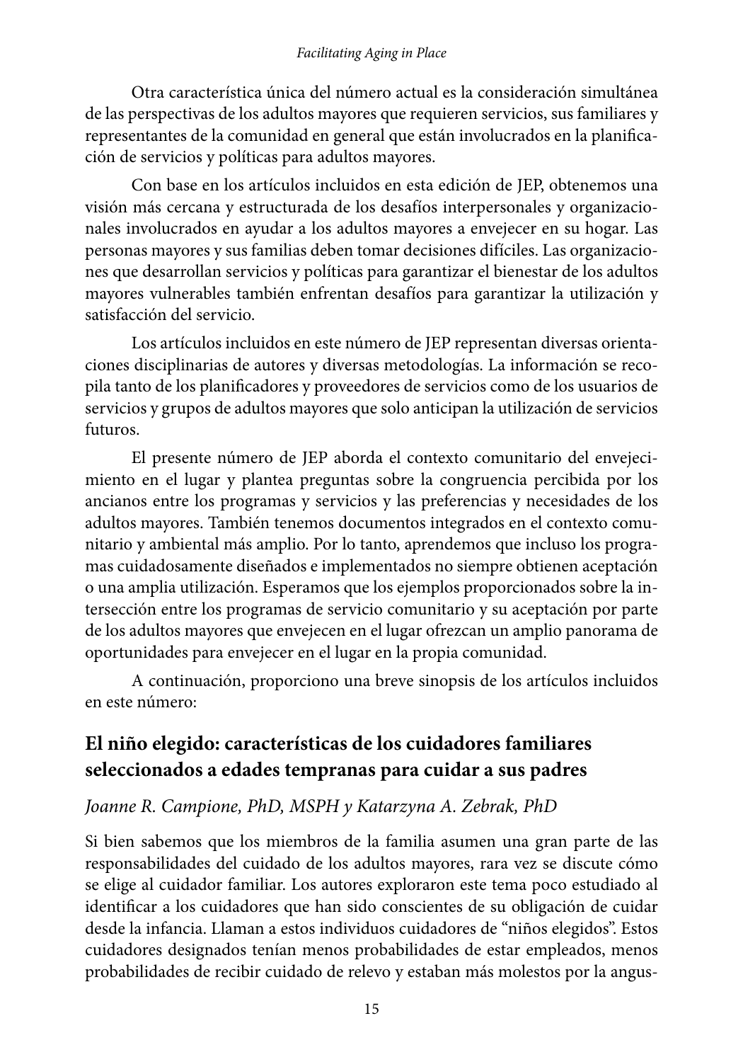Otra característica única del número actual es la consideración simultánea de las perspectivas de los adultos mayores que requieren servicios, sus familiares y representantes de la comunidad en general que están involucrados en la planificación de servicios y políticas para adultos mayores.

Con base en los artículos incluidos en esta edición de JEP, obtenemos una visión más cercana y estructurada de los desafíos interpersonales y organizacionales involucrados en ayudar a los adultos mayores a envejecer en su hogar. Las personas mayores y sus familias deben tomar decisiones difíciles. Las organizaciones que desarrollan servicios y políticas para garantizar el bienestar de los adultos mayores vulnerables también enfrentan desafíos para garantizar la utilización y satisfacción del servicio.

Los artículos incluidos en este número de JEP representan diversas orientaciones disciplinarias de autores y diversas metodologías. La información se recopila tanto de los planificadores y proveedores de servicios como de los usuarios de servicios y grupos de adultos mayores que solo anticipan la utilización de servicios futuros.

El presente número de JEP aborda el contexto comunitario del envejecimiento en el lugar y plantea preguntas sobre la congruencia percibida por los ancianos entre los programas y servicios y las preferencias y necesidades de los adultos mayores. También tenemos documentos integrados en el contexto comunitario y ambiental más amplio. Por lo tanto, aprendemos que incluso los programas cuidadosamente diseñados e implementados no siempre obtienen aceptación o una amplia utilización. Esperamos que los ejemplos proporcionados sobre la intersección entre los programas de servicio comunitario y su aceptación por parte de los adultos mayores que envejecen en el lugar ofrezcan un amplio panorama de oportunidades para envejecer en el lugar en la propia comunidad.

A continuación, proporciono una breve sinopsis de los artículos incluidos en este número:

## El niño elegido: características de los cuidadores familiares seleccionados a edades tempranas para cuidar a sus padres

*Joanne R. Campione, PhD, MSPH y Katarzyna A. Zebrak, PhD*

Si bien sabemos que los miembros de la familia asumen una gran parte de las responsabilidades del cuidado de los adultos mayores, rara vez se discute cómo se elige al cuidador familiar. Los autores exploraron este tema poco estudiado al identificar a los cuidadores que han sido conscientes de su obligación de cuidar desde la infancia. Llaman a estos individuos cuidadores de "niños elegidos". Estos cuidadores designados tenían menos probabilidades de estar empleados, menos probabilidades de recibir cuidado de relevo y estaban más molestos por la angus-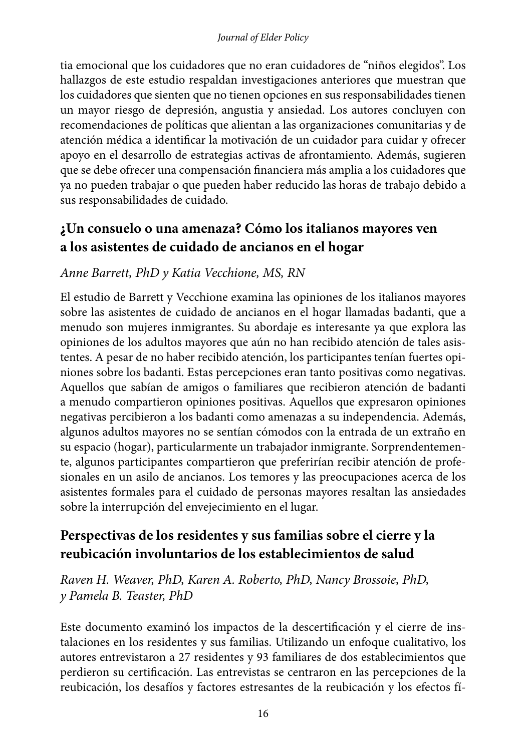tia emocional que los cuidadores que no eran cuidadores de "niños elegidos". Los hallazgos de este estudio respaldan investigaciones anteriores que muestran que los cuidadores que sienten que no tienen opciones en sus responsabilidades tienen un mayor riesgo de depresión, angustia y ansiedad. Los autores concluyen con recomendaciones de políticas que alientan a las organizaciones comunitarias y de atención médica a identificar la motivación de un cuidador para cuidar y ofrecer apoyo en el desarrollo de estrategias activas de afrontamiento. Además, sugieren que se debe ofrecer una compensación financiera más amplia a los cuidadores que ya no pueden trabajar o que pueden haber reducido las horas de trabajo debido a sus responsabilidades de cuidado.

## ¿Un consuelo o una amenaza? Cómo los italianos mayores ven a los asistentes de cuidado de ancianos en el hogar

*Anne Barrett, PhD y Katia Vecchione, MS, RN*

El estudio de Barrett y Vecchione examina las opiniones de los italianos mayores sobre las asistentes de cuidado de ancianos en el hogar llamadas badanti, que a menudo son mujeres inmigrantes. Su abordaje es interesante ya que explora las opiniones de los adultos mayores que aún no han recibido atención de tales asistentes. A pesar de no haber recibido atención, los participantes tenían fuertes opiniones sobre los badanti. Estas percepciones eran tanto positivas como negativas. Aquellos que sabían de amigos o familiares que recibieron atención de badanti a menudo compartieron opiniones positivas. Aquellos que expresaron opiniones negativas percibieron a los badanti como amenazas a su independencia. Además, algunos adultos mayores no se sentían cómodos con la entrada de un extraño en su espacio (hogar), particularmente un trabajador inmigrante. Sorprendentemente, algunos participantes compartieron que preferirían recibir atención de profesionales en un asilo de ancianos. Los temores y las preocupaciones acerca de los asistentes formales para el cuidado de personas mayores resaltan las ansiedades sobre la interrupción del envejecimiento en el lugar.

## Perspectivas de los residentes y sus familias sobre el cierre y la reubicación involuntarios de los establecimientos de salud

*Raven H. Weaver, PhD, Karen A. Roberto, PhD, Nancy Brossoie, PhD, y Pamela B. Teaster, PhD*

Este documento examinó los impactos de la descertificación y el cierre de instalaciones en los residentes y sus familias. Utilizando un enfoque cualitativo, los autores entrevistaron a 27 residentes y 93 familiares de dos establecimientos que perdieron su certificación. Las entrevistas se centraron en las percepciones de la reubicación, los desafíos y factores estresantes de la reubicación y los efectos fí-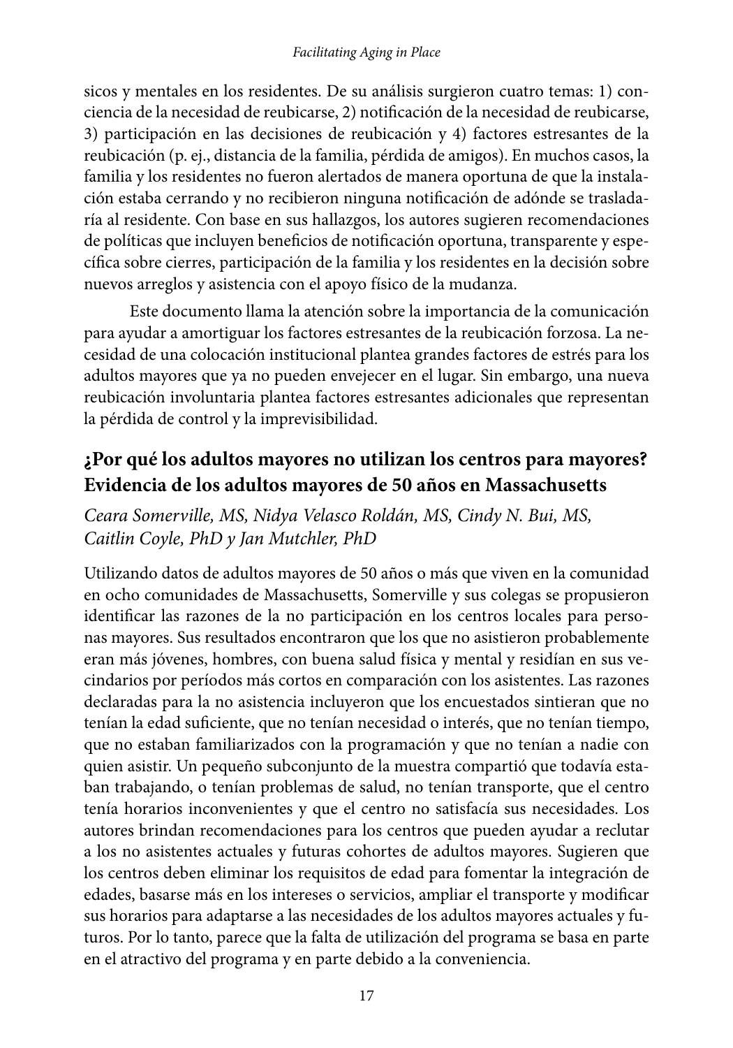sicos y mentales en los residentes. De su análisis surgieron cuatro temas: 1) conciencia de la necesidad de reubicarse, 2) notificación de la necesidad de reubicarse, 3) participación en las decisiones de reubicación y 4) factores estresantes de la reubicación (p. ej., distancia de la familia, pérdida de amigos). En muchos casos, la familia y los residentes no fueron alertados de manera oportuna de que la instalación estaba cerrando y no recibieron ninguna notificación de adónde se trasladaría al residente. Con base en sus hallazgos, los autores sugieren recomendaciones de políticas que incluyen beneficios de notificación oportuna, transparente y específica sobre cierres, participación de la familia y los residentes en la decisión sobre nuevos arreglos y asistencia con el apoyo físico de la mudanza.

Este documento llama la atención sobre la importancia de la comunicación para ayudar a amortiguar los factores estresantes de la reubicación forzosa. La necesidad de una colocación institucional plantea grandes factores de estrés para los adultos mayores que ya no pueden envejecer en el lugar. Sin embargo, una nueva reubicación involuntaria plantea factores estresantes adicionales que representan la pérdida de control y la imprevisibilidad.

## ¿Por qué los adultos mayores no utilizan los centros para mayores? Evidencia de los adultos mayores de 50 años en Massachusetts

*Ceara Somerville, MS, Nidya Velasco Roldán, MS, Cindy N. Bui, MS, Caitlin Coyle, PhD y Jan Mutchler, PhD*

Utilizando datos de adultos mayores de 50 años o más que viven en la comunidad en ocho comunidades de Massachusetts, Somerville y sus colegas se propusieron identificar las razones de la no participación en los centros locales para personas mayores. Sus resultados encontraron que los que no asistieron probablemente eran más jóvenes, hombres, con buena salud física y mental y residían en sus vecindarios por períodos más cortos en comparación con los asistentes. Las razones declaradas para la no asistencia incluyeron que los encuestados sintieran que no tenían la edad suficiente, que no tenían necesidad o interés, que no tenían tiempo, que no estaban familiarizados con la programación y que no tenían a nadie con quien asistir. Un pequeño subconjunto de la muestra compartió que todavía estaban trabajando, o tenían problemas de salud, no tenían transporte, que el centro tenía horarios inconvenientes y que el centro no satisfacía sus necesidades. Los autores brindan recomendaciones para los centros que pueden ayudar a reclutar a los no asistentes actuales y futuras cohortes de adultos mayores. Sugieren que los centros deben eliminar los requisitos de edad para fomentar la integración de edades, basarse más en los intereses o servicios, ampliar el transporte y modificar sus horarios para adaptarse a las necesidades de los adultos mayores actuales y futuros. Por lo tanto, parece que la falta de utilización del programa se basa en parte en el atractivo del programa y en parte debido a la conveniencia.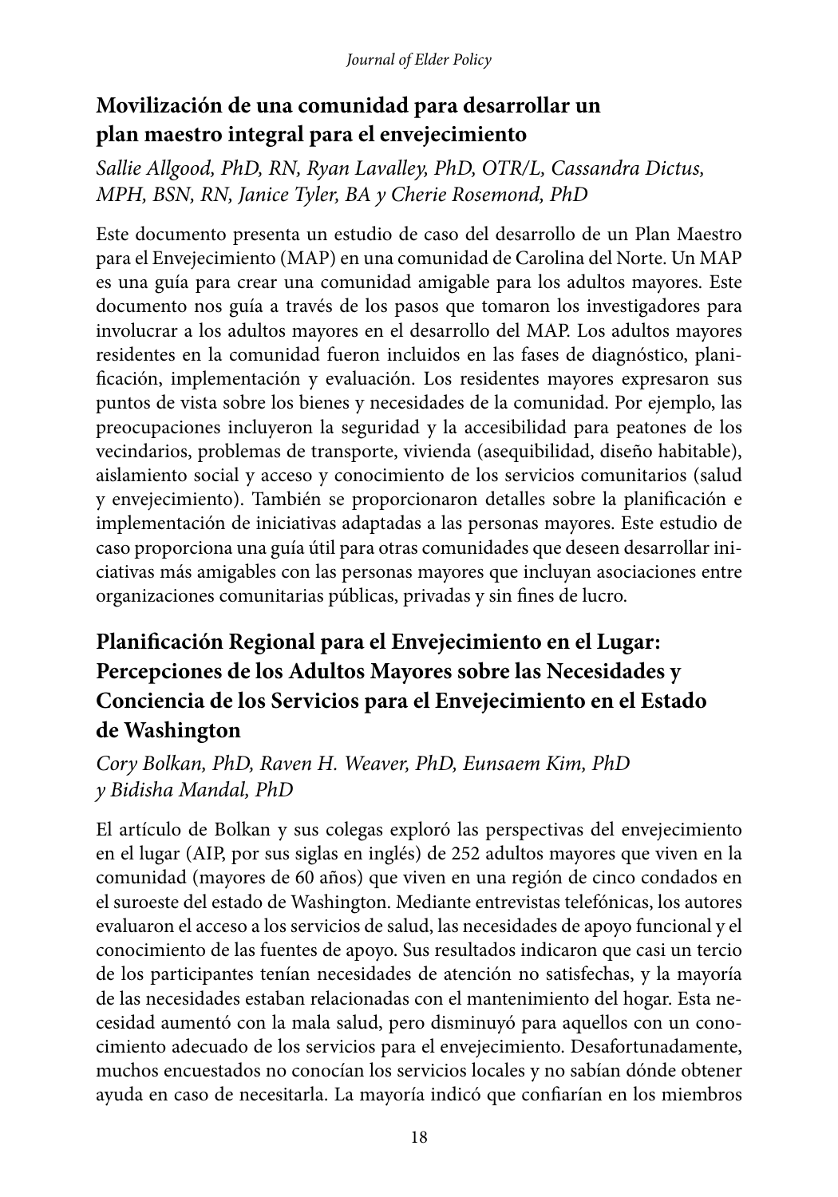## Movilización de una comunidad para desarrollar un plan maestro integral para el envejecimiento

*Sallie Allgood, PhD, RN, Ryan Lavalley, PhD, OTR/L, Cassandra Dictus, MPH, BSN, RN, Janice Tyler, BA y Cherie Rosemond, PhD*

Este documento presenta un estudio de caso del desarrollo de un Plan Maestro para el Envejecimiento (MAP) en una comunidad de Carolina del Norte. Un MAP es una guía para crear una comunidad amigable para los adultos mayores. Este documento nos guía a través de los pasos que tomaron los investigadores para involucrar a los adultos mayores en el desarrollo del MAP. Los adultos mayores residentes en la comunidad fueron incluidos en las fases de diagnóstico, planificación, implementación y evaluación. Los residentes mayores expresaron sus puntos de vista sobre los bienes y necesidades de la comunidad. Por ejemplo, las preocupaciones incluyeron la seguridad y la accesibilidad para peatones de los vecindarios, problemas de transporte, vivienda (asequibilidad, diseño habitable), aislamiento social y acceso y conocimiento de los servicios comunitarios (salud y envejecimiento). También se proporcionaron detalles sobre la planificación e implementación de iniciativas adaptadas a las personas mayores. Este estudio de caso proporciona una guía útil para otras comunidades que deseen desarrollar iniciativas más amigables con las personas mayores que incluyan asociaciones entre organizaciones comunitarias públicas, privadas y sin fines de lucro.

## Planificación Regional para el Envejecimiento en el Lugar: Percepciones de los Adultos Mayores sobre las Necesidades y Conciencia de los Servicios para el Envejecimiento en el Estado de Washington

*Cory Bolkan, PhD, Raven H. Weaver, PhD, Eunsaem Kim, PhD y Bidisha Mandal, PhD*

El artículo de Bolkan y sus colegas exploró las perspectivas del envejecimiento en el lugar (AIP, por sus siglas en inglés) de 252 adultos mayores que viven en la comunidad (mayores de 60 años) que viven en una región de cinco condados en el suroeste del estado de Washington. Mediante entrevistas telefónicas, los autores evaluaron el acceso a los servicios de salud, las necesidades de apoyo funcional y el conocimiento de las fuentes de apoyo. Sus resultados indicaron que casi un tercio de los participantes tenían necesidades de atención no satisfechas, y la mayoría de las necesidades estaban relacionadas con el mantenimiento del hogar. Esta necesidad aumentó con la mala salud, pero disminuyó para aquellos con un conocimiento adecuado de los servicios para el envejecimiento. Desafortunadamente, muchos encuestados no conocían los servicios locales y no sabían dónde obtener ayuda en caso de necesitarla. La mayoría indicó que confiarían en los miembros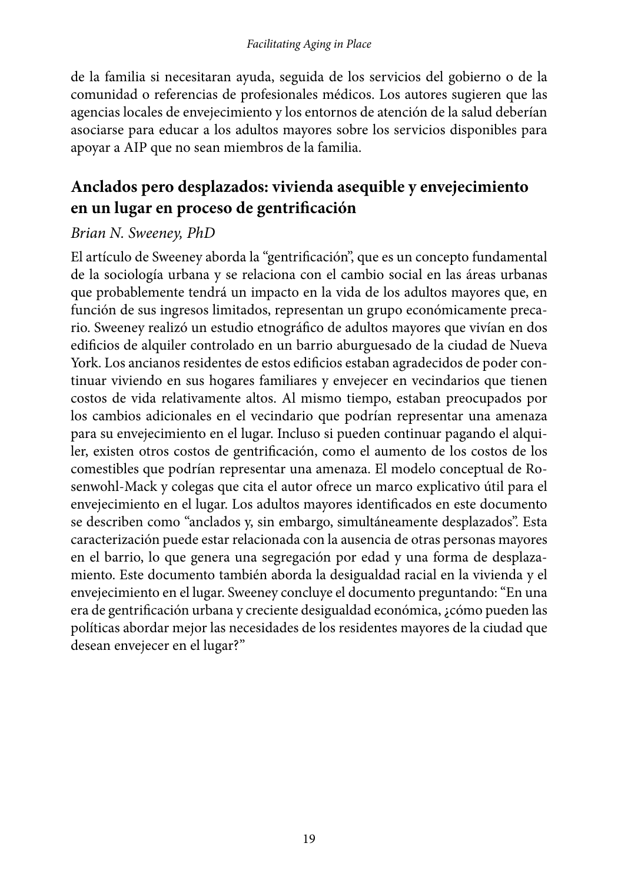de la familia si necesitaran ayuda, seguida de los servicios del gobierno o de la comunidad o referencias de profesionales médicos. Los autores sugieren que las agencias locales de envejecimiento y los entornos de atención de la salud deberían asociarse para educar a los adultos mayores sobre los servicios disponibles para apoyar a AIP que no sean miembros de la familia.

## Anclados pero desplazados: vivienda asequible y envejecimiento en un lugar en proceso de gentrificación

*Brian N. Sweeney, PhD*

El artículo de Sweeney aborda la "gentrificación", que es un concepto fundamental de la sociología urbana y se relaciona con el cambio social en las áreas urbanas que probablemente tendrá un impacto en la vida de los adultos mayores que, en función de sus ingresos limitados, representan un grupo económicamente precario. Sweeney realizó un estudio etnográfico de adultos mayores que vivían en dos edificios de alquiler controlado en un barrio aburguesado de la ciudad de Nueva York. Los ancianos residentes de estos edificios estaban agradecidos de poder continuar viviendo en sus hogares familiares y envejecer en vecindarios que tienen costos de vida relativamente altos. Al mismo tiempo, estaban preocupados por los cambios adicionales en el vecindario que podrían representar una amenaza para su envejecimiento en el lugar. Incluso si pueden continuar pagando el alquiler, existen otros costos de gentrificación, como el aumento de los costos de los comestibles que podrían representar una amenaza. El modelo conceptual de Rosenwohl-Mack y colegas que cita el autor ofrece un marco explicativo útil para el envejecimiento en el lugar. Los adultos mayores identificados en este documento se describen como "anclados y, sin embargo, simultáneamente desplazados". Esta caracterización puede estar relacionada con la ausencia de otras personas mayores en el barrio, lo que genera una segregación por edad y una forma de desplazamiento. Este documento también aborda la desigualdad racial en la vivienda y el envejecimiento en el lugar. Sweeney concluye el documento preguntando: "En una era de gentrificación urbana y creciente desigualdad económica, ¿cómo pueden las políticas abordar mejor las necesidades de los residentes mayores de la ciudad que desean envejecer en el lugar?"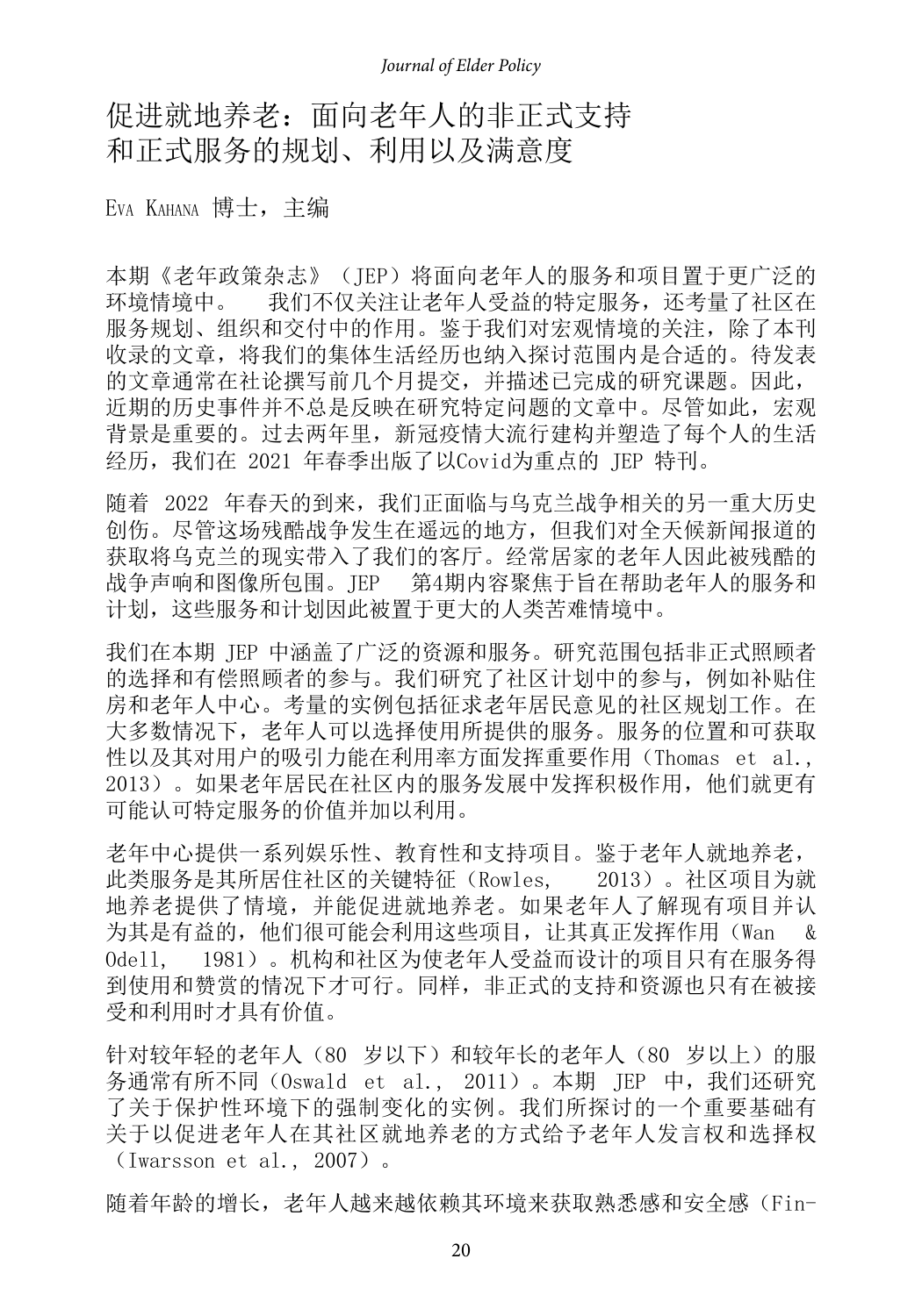# 促进就地养老：面向老年人的非正式支持和正式服务的规划、利用以及满意度

Eva Kahana 博士，主编

本期《老年政策杂志》（JEP）将面向老年人的服务和项目置于更广泛的环境情境中。　我们不仅关注让老年人受益的特定服务，还考量了社区在服务规划、组织和交付中的作用。鉴于我们对宏观情境的关注，除了本刊收录的文章，将我们的集体生活经历也纳入探讨范围内是合适的。待发表的文章通常在社论撰写前几个月提交，并描述已完成的研究课题。因此，近期的历史事件并不总是反映在研究特定问题的文章中。尽管如此，宏观背景是重要的。过去两年里，新冠疫情大流行建构并塑造了每个人的生活经历，我们在 2021 年春季出版了以Covid为重点的 JEP 特刊。

随着 2022 年春天的到来，我们正面临与乌克兰战争相关的另一重大历史创伤。尽管这场残酷战争发生在遥远的地方，但我们对全天候新闻报道的获取将乌克兰的现实带入了我们的客厅。经常居家的老年人因此被残酷的战争声响和图像所包围。JEP　第4期内容聚焦于旨在帮助老年人的服务和计划，这些服务和计划因此被置于更大的人类苦难情境中。

我们在本期 JEP 中涵盖了广泛的资源和服务。研究范围包括非正式照顾者的选择和有偿照顾者的参与。我们研究了社区计划中的参与，例如补贴住房和老年人中心。考量的实例包括征求老年居民意见的社区规划工作。在大多数情况下，老年人可以选择使用所提供的服务。服务的位置和可获取性以及其对用户的吸引力能在利用率方面发挥重要作用（Thomas et al., 2013）。如果老年居民在社区内的服务发展中发挥积极作用，他们就更有可能认可特定服务的价值并加以利用。

老年中心提供一系列娱乐性、教育性和支持项目。鉴于老年人就地养老，此类服务是其所居住社区的关键特征（Rowles, 2013）。社区项目为就地养老提供了情境，并能促进就地养老。如果老年人了解现有项目并认为其是有益的，他们很可能会利用这些项目，让其真正发挥作用（Wan & Odell, 1981）。机构和社区为使老年人受益而设计的项目只有在服务得到使用和赞赏的情况下才可行。同样，非正式的支持和资源也只有在被接受和利用时才具有价值。

针对较年轻的老年人（80 岁以下）和较年长的老年人（80 岁以上）的服务通常有所不同（Oswald et al., 2011）。本期 JEP 中，我们还研究了关于保护性环境下的强制变化的实例。我们所探讨的一个重要基础有关于以促进老年人在其社区就地养老的方式给予老年人发言权和选择权（Iwarsson et al., 2007）。

随着年龄的增长，老年人越来越依赖其环境来获取熟悉感和安全感（Fin-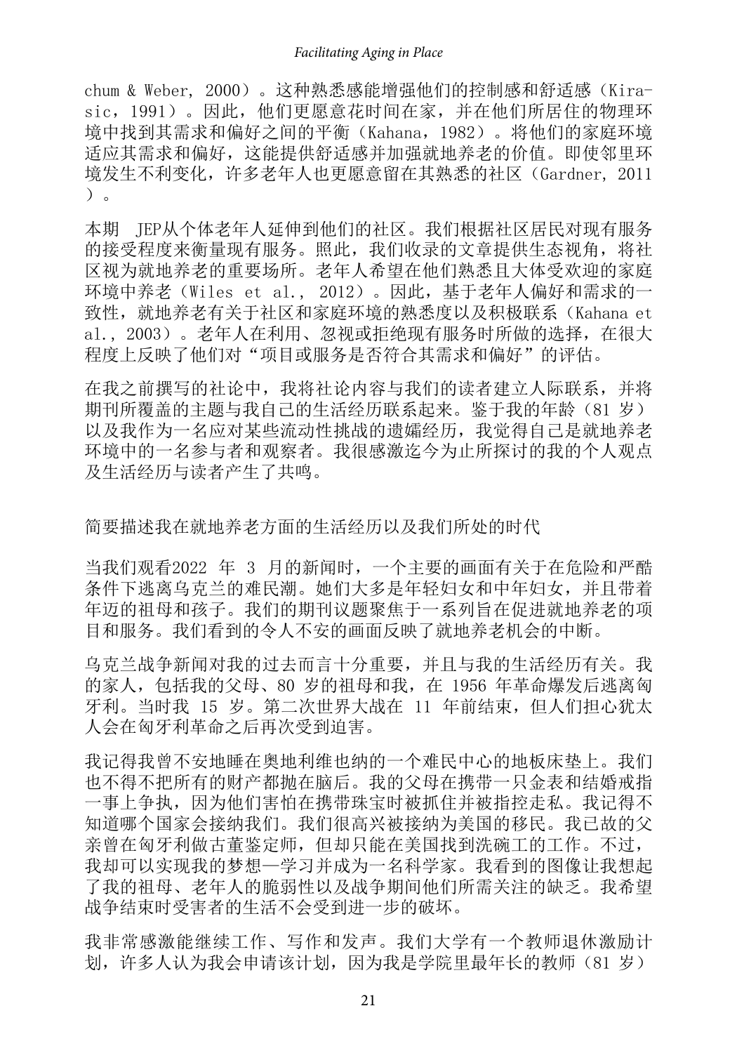chum & Weber, 2000）。这种熟悉感能增强他们的控制感和舒适感（Kirasic，1991）。因此，他们更愿意花时间在家，并在他们所居住的物理环境中找到其需求和偏好之间的平衡（Kahana，1982）。将他们的家庭环境适应其需求和偏好，这能提供舒适感并加强就地养老的价值。即使邻里环境发生不利变化，许多老年人也更愿意留在其熟悉的社区（Gardner, 2011）。

本期 JEP从个体老年人延伸到他们的社区。我们根据社区居民对现有服务的接受程度来衡量现有服务。照此，我们收录的文章提供生态视角，将社区视为就地养老的重要场所。老年人希望在他们熟悉且大体受欢迎的家庭环境中养老（Wiles et al., 2012）。因此，基于老年人偏好和需求的一致性，就地养老有关于社区和家庭环境的熟悉度以及积极联系（Kahana et al., 2003）。老年人在利用、忽视或拒绝现有服务时所做的选择，在很大程度上反映了他们对“项目或服务是否符合其需求和偏好”的评估。

在我之前撰写的社论中，我将社论内容与我们的读者建立人际联系，并将期刊所覆盖的主题与我自己的生活经历联系起来。鉴于我的年龄（81 岁）以及我作为一名应对某些流动性挑战的遗孀经历，我觉得自己是就地养老环境中的一名参与者和观察者。我很感激迄今为止所探讨的我的个人观点及生活经历与读者产生了共鸣。

## 简要描述我在就地养老方面的生活经历以及我们所处的时代

当我们观看2022 年 3 月的新闻时，一个主要的画面有关于在危险和严酷条件下逃离乌克兰的难民潮。她们大多是年轻妇女和中年妇女，并且带着年迈的祖母和孩子。我们的期刊议题聚焦于一系列旨在促进就地养老的项目和服务。我们看到的令人不安的画面反映了就地养老机会的中断。

乌克兰战争新闻对我的过去而言十分重要，并且与我的生活经历有关。我的家人，包括我的父母、80 岁的祖母和我，在 1956 年革命爆发后逃离匈牙利。当时我 15 岁。第二次世界大战在 11 年前结束，但人们担心犹太人会在匈牙利革命之后再次受到迫害。

我记得我曾不安地睡在奥地利维也纳的一个难民中心的地板床垫上。我们也不得不把所有的财产都抛在脑后。我的父母在携带一只金表和结婚戒指一事上争执，因为他们害怕在携带珠宝时被抓住并被指控走私。我记得不知道哪个国家会接纳我们。我们很高兴被接纳为美国的移民。我已故的父亲曾在匈牙利做古董鉴定师，但却只能在美国找到洗碗工的工作。不过，我却可以实现我的梦想—学习并成为一名科学家。我看到的图像让我想起了我的祖母、老年人的脆弱性以及战争期间他们所需关注的缺乏。我希望战争结束时受害者的生活不会受到进一步的破坏。

我非常感激能继续工作、写作和发声。我们大学有一个教师退休激励计划，许多人认为我会申请该计划，因为我是学院里最年长的教师（81 岁）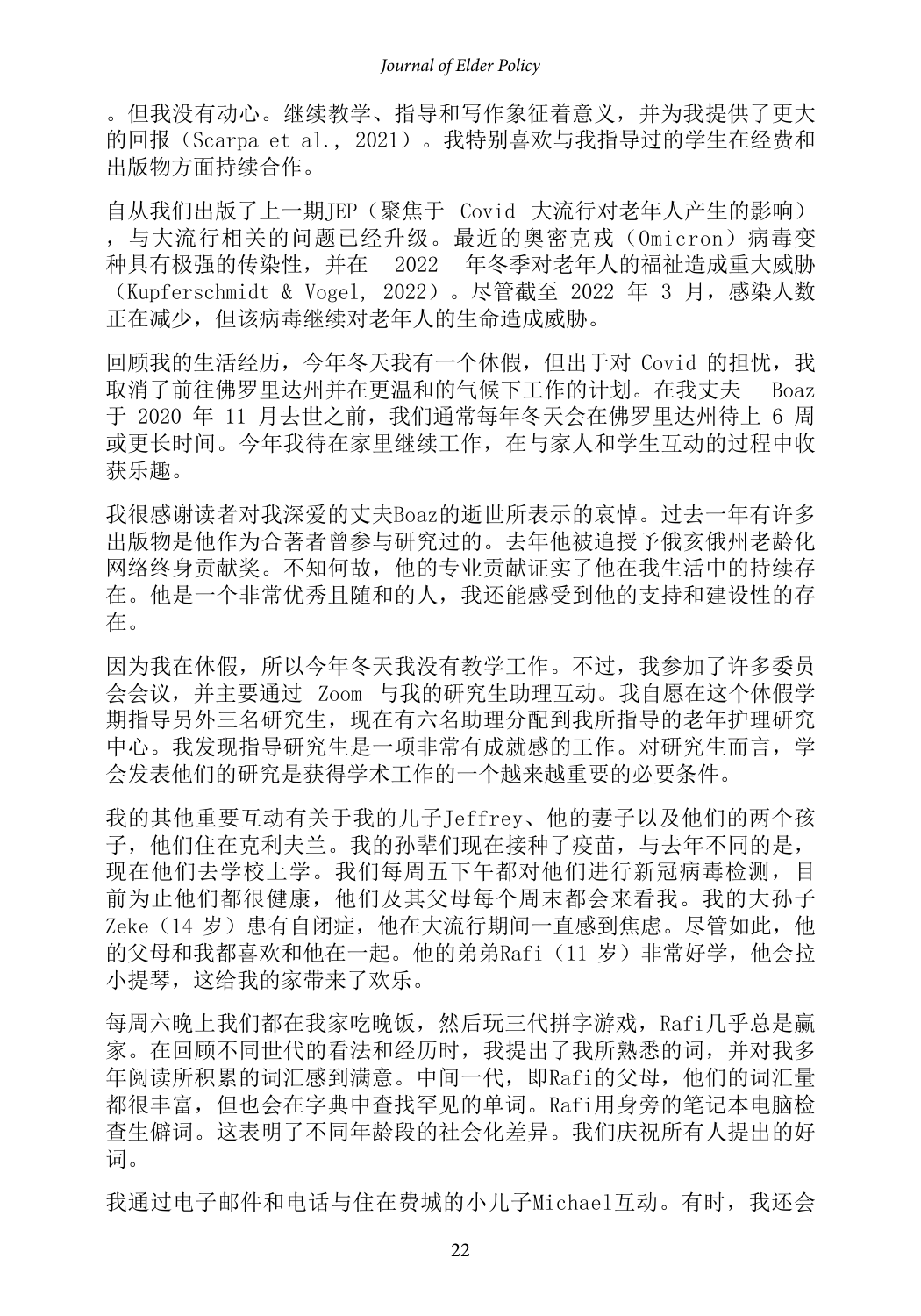。但我没有动心。继续教学、指导和写作象征着意义，并为我提供了更大的回报（Scarpa et al., 2021）。我特别喜欢与我指导过的学生在经费和出版物方面持续合作。

自从我们出版了上一期JEP（聚焦于 Covid 大流行对老年人产生的影响），与大流行相关的问题已经升级。最近的奥密克戎（Omicron）病毒变种具有极强的传染性，并在 2022 年冬季对老年人的福祉造成重大威胁（Kupferschmidt & Vogel, 2022）。尽管截至 2022 年 3 月，感染人数正在减少，但该病毒继续对老年人的生命造成威胁。

回顾我的生活经历，今年冬天我有一个休假，但出于对 Covid 的担忧，我取消了前往佛罗里达州并在更温和的气候下工作的计划。在我丈夫 Boaz 于 2020 年 11 月去世之前，我们通常每年冬天会在佛罗里达州待上 6 周或更长时间。今年我待在家里继续工作，在与家人和学生互动的过程中收获乐趣。

我很感谢读者对我深爱的丈夫Boaz的逝世所表示的哀悼。过去一年有许多出版物是他作为合著者曾参与研究过的。去年他被追授予俄亥俄州老龄化网络终身贡献奖。不知何故，他的专业贡献证实了他在我生活中的持续存在。他是一个非常优秀且随和的人，我还能感受到他的支持和建设性的存在。

因为我在休假，所以今年冬天我没有教学工作。不过，我参加了许多委员会会议，并主要通过 Zoom 与我的研究生助理互动。我自愿在这个休假学期指导另外三名研究生，现在有六名助理分配到我所指导的老年护理研究中心。我发现指导研究生是一项非常有成就感的工作。对研究生而言，学会发表他们的研究是获得学术工作的一个越来越重要的必要条件。

我的其他重要互动有关于我的儿子Jeffrey、他的妻子以及他们的两个孩子，他们住在克利夫兰。我的孙辈们现在接种了疫苗，与去年不同的是，现在他们去学校上学。我们每周五下午都对他们进行新冠病毒检测，目前为止他们都很健康，他们及其父母每个周末都会来看我。我的大孙子Zeke（14 岁）患有自闭症，他在大流行期间一直感到焦虑。尽管如此，他的父母和我都喜欢和他在一起。他的弟弟Rafi（11 岁）非常好学，他会拉小提琴，这给我的家带来了欢乐。

每周六晚上我们都在我家吃晚饭，然后玩三代拼字游戏，Rafi几乎总是赢家。在回顾不同世代的看法和经历时，我提出了我所熟悉的词，并对我多年阅读所积累的词汇感到满意。中间一代，即Rafi的父母，他们的词汇量都很丰富，但也会在字典中查找罕见的单词。Rafi用身旁的笔记本电脑检查生僻词。这表明了不同年龄段的社会化差异。我们庆祝所有人提出的好词。

我通过电子邮件和电话与住在费城的小儿子Michael互动。有时，我还会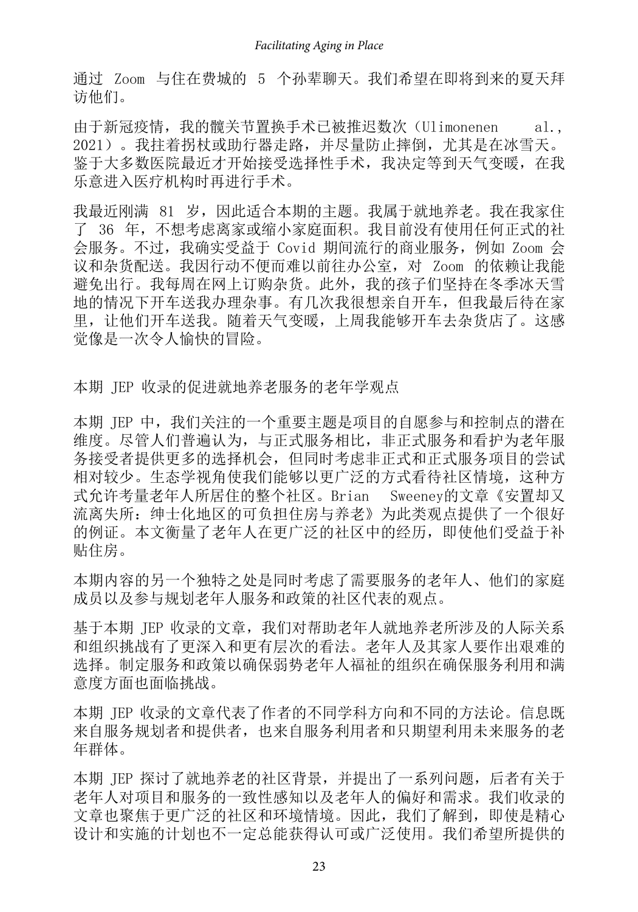通过 Zoom 与住在费城的 5 个孙辈聊天。我们希望在即将到来的夏天拜访他们。

由于新冠疫情，我的髋关节置换手术已被推迟数次（Ulimonenen al., 2021）。我拄着拐杖或助行器走路，并尽量防止摔倒，尤其是在冰雪天。鉴于大多数医院最近才开始接受选择性手术，我决定等到天气变暖，在我乐意进入医疗机构时再进行手术。

我最近刚满 81 岁，因此适合本期的主题。我属于就地养老。我在我家住了 36 年，不想考虑离家或缩小家庭面积。我目前没有使用任何正式的社会服务。不过，我确实受益于 Covid 期间流行的商业服务，例如 Zoom 会议和杂货配送。我因行动不便而难以前往办公室，对 Zoom 的依赖让我能避免出行。我每周在网上订购杂货。此外，我的孩子们坚持在冬季冰天雪地的情况下开车送我办理杂事。有几次我很想亲自开车，但我最后待在家里，让他们开车送我。随着天气变暖，上周我能够开车去杂货店了。这感觉像是一次令人愉快的冒险。

## 本期 JEP 收录的促进就地养老服务的老年学观点

本期 JEP 中，我们关注的一个重要主题是项目的自愿参与和控制点的潜在维度。尽管人们普遍认为，与正式服务相比，非正式服务和看护为老年服务接受者提供更多的选择机会，但同时考虑非正式和正式服务项目的尝试相对较少。生态学视角使我们能够以更广泛的方式看待社区情境，这种方式允许考量老年人所居住的整个社区。Brian Sweeney的文章《安置却又流离失所：绅士化地区的可负担住房与养老》为此类观点提供了一个很好的例证。本文衡量了老年人在更广泛的社区中的经历，即使他们受益于补贴住房。

本期内容的另一个独特之处是同时考虑了需要服务的老年人、他们的家庭成员以及参与规划老年人服务和政策的社区代表的观点。

基于本期 JEP 收录的文章，我们对帮助老年人就地养老所涉及的人际关系和组织挑战有了更深入和更有层次的看法。老年人及其家人要作出艰难的选择。制定服务和政策以确保弱势老年人福祉的组织在确保服务利用和满意度方面也面临挑战。

本期 JEP 收录的文章代表了作者的不同学科方向和不同的方法论。信息既来自服务规划者和提供者，也来自服务利用者和只期望利用未来服务的老年群体。

本期 JEP 探讨了就地养老的社区背景，并提出了一系列问题，后者有关于老年人对项目和服务的一致性感知以及老年人的偏好和需求。我们收录的文章也聚焦于更广泛的社区和环境情境。因此，我们了解到，即使是精心设计和实施的计划也不一定总能获得认可或广泛使用。我们希望所提供的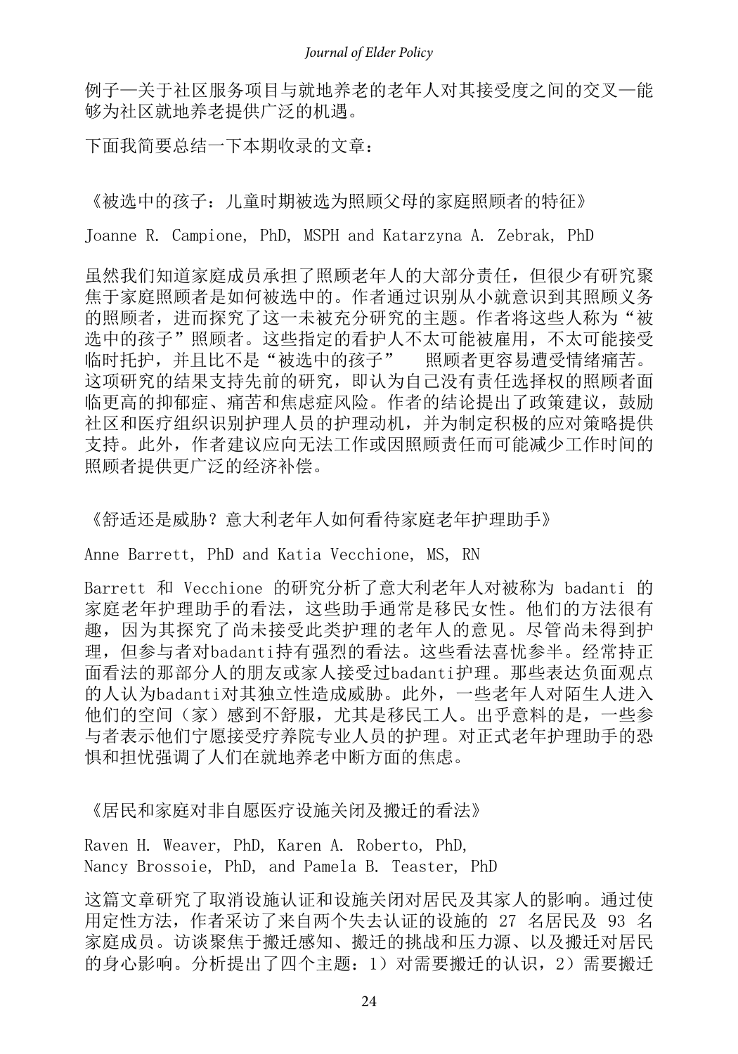例子—关于社区服务项目与就地养老的老年人对其接受度之间的交叉—能够为社区就地养老提供广泛的机遇。

下面我简要总结一下本期收录的文章：

《被选中的孩子：儿童时期被选为照顾父母的家庭照顾者的特征》

Joanne R. Campione, PhD, MSPH and Katarzyna A. Zebrak, PhD

虽然我们知道家庭成员承担了照顾老年人的大部分责任，但很少有研究聚焦于家庭照顾者是如何被选中的。作者通过识别从小就意识到其照顾义务的照顾者，进而探究了这一未被充分研究的主题。作者将这些人称为“被选中的孩子”照顾者。这些指定的看护人不太可能被雇用，不太可能接受临时托护，并且比不是“被选中的孩子” 照顾者更容易遭受情绪痛苦。这项研究的结果支持先前的研究，即认为自己没有责任选择权的照顾者面临更高的抑郁症、痛苦和焦虑症风险。作者的结论提出了政策建议，鼓励社区和医疗组织识别护理人员的护理动机，并为制定积极的应对策略提供支持。此外，作者建议应向无法工作或因照顾责任而可能减少工作时间的照顾者提供更广泛的经济补偿。

《舒适还是威胁？意大利老年人如何看待家庭老年护理助手》

Anne Barrett, PhD and Katia Vecchione, MS, RN

Barrett 和 Vecchione 的研究分析了意大利老年人对被称为 badanti 的家庭老年护理助手的看法，这些助手通常是移民女性。他们的方法很有趣，因为其探究了尚未接受此类护理的老年人的意见。尽管尚未得到护理，但参与者对badanti持有强烈的看法。这些看法喜忧参半。经常持正面看法的那部分人的朋友或家人接受过badanti护理。那些表达负面观点的人认为badanti对其独立性造成威胁。此外，一些老年人对陌生人进入他们的空间（家）感到不舒服，尤其是移民工人。出乎意料的是，一些参与者表示他们宁愿接受疗养院专业人员的护理。对正式老年护理助手的恐惧和担忧强调了人们在就地养老中断方面的焦虑。

《居民和家庭对非自愿医疗设施关闭及搬迁的看法》

Raven H. Weaver, PhD, Karen A. Roberto, PhD,
Nancy Brossoie, PhD, and Pamela B. Teaster, PhD

这篇文章研究了取消设施认证和设施关闭对居民及其家人的影响。通过使用定性方法，作者采访了来自两个失去认证的设施的 27 名居民及 93 名家庭成员。访谈聚焦于搬迁感知、搬迁的挑战和压力源、以及搬迁对居民的身心影响。分析提出了四个主题：1）对需要搬迁的认识，2）需要搬迁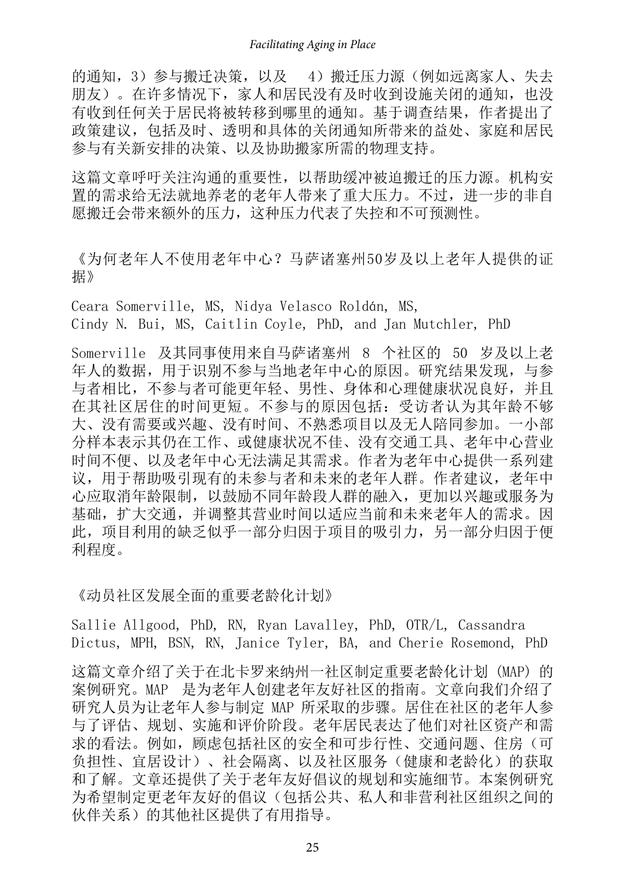的通知，3）参与搬迁决策，以及 4）搬迁压力源（例如远离家人、失去朋友）。在许多情况下，家人和居民没有及时收到设施关闭的通知，也没有收到任何关于居民将被转移到哪里的通知。基于调查结果，作者提出了政策建议，包括及时、透明和具体的关闭通知所带来的益处、家庭和居民参与有关新安排的决策、以及协助搬家所需的物理支持。

这篇文章呼吁关注沟通的重要性，以帮助缓冲被迫搬迁的压力源。机构安置的需求给无法就地养老的老年人带来了重大压力。不过，进一步的非自愿搬迁会带来额外的压力，这种压力代表了失控和不可预测性。

《为何老年人不使用老年中心？马萨诸塞州50岁及以上老年人提供的证据》

Ceara Somerville, MS, Nidya Velasco Roldán, MS, Cindy N. Bui, MS, Caitlin Coyle, PhD, and Jan Mutchler, PhD

Somerville 及其同事使用来自马萨诸塞州 8 个社区的 50 岁及以上老年人的数据，用于识别不参与当地老年中心的原因。研究结果发现，与参与者相比，不参与者可能更年轻、男性、身体和心理健康状况良好，并且在其社区居住的时间更短。不参与的原因包括：受访者认为其年龄不够大、没有需要或兴趣、没有时间、不熟悉项目以及无人陪同参加。一小部分样本表示其仍在工作、或健康状况不佳、没有交通工具、老年中心营业时间不便、以及老年中心无法满足其需求。作者为老年中心提供一系列建议，用于帮助吸引现有的未参与者和未来的老年人群。作者建议，老年中心应取消年龄限制，以鼓励不同年龄段人群的融入，更加以兴趣或服务为基础，扩大交通，并调整其营业时间以适应当前和未来老年人的需求。因此，项目利用的缺乏似乎一部分归因于项目的吸引力，另一部分归因于便利程度。

《动员社区发展全面的重要老龄化计划》

Sallie Allgood, PhD, RN, Ryan Lavalley, PhD, OTR/L, Cassandra Dictus, MPH, BSN, RN, Janice Tyler, BA, and Cherie Rosemond, PhD

这篇文章介绍了关于在北卡罗来纳州一社区制定重要老龄化计划 (MAP) 的案例研究。MAP 是为老年人创建老年友好社区的指南。文章向我们介绍了研究人员为让老年人参与制定 MAP 所采取的步骤。居住在社区的老年人参与了评估、规划、实施和评价阶段。老年居民表达了他们对社区资产和需求的看法。例如，顾虑包括社区的安全和可步行性、交通问题、住房（可负担性、宜居设计）、社会隔离、以及社区服务（健康和老龄化）的获取和了解。文章还提供了关于老年友好倡议的规划和实施细节。本案例研究为希望制定更老年友好的倡议（包括公共、私人和非营利社区组织之间的伙伴关系）的其他社区提供了有用指导。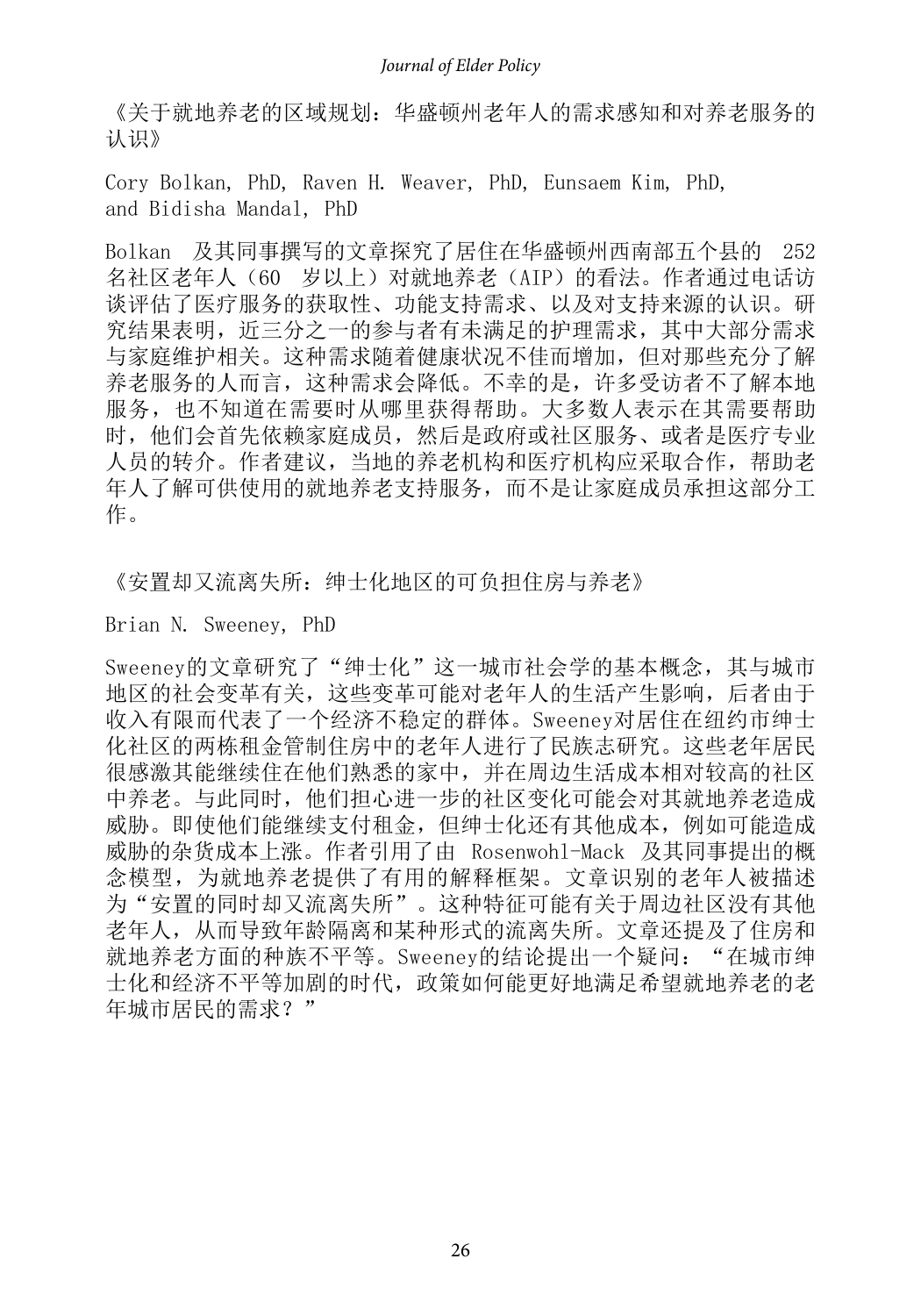《关于就地养老的区域规划：华盛顿州老年人的需求感知和对养老服务的认识》

Cory Bolkan, PhD, Raven H. Weaver, PhD, Eunsaem Kim, PhD, and Bidisha Mandal, PhD

Bolkan 及其同事撰写的文章探究了居住在华盛顿州西南部五个县的 252 名社区老年人（60 岁以上）对就地养老（AIP）的看法。作者通过电话访谈评估了医疗服务的获取性、功能支持需求、以及对支持来源的认识。研究结果表明，近三分之一的参与者有未满足的护理需求，其中大部分需求与家庭维护相关。这种需求随着健康状况不佳而增加，但对那些充分了解养老服务的人而言，这种需求会降低。不幸的是，许多受访者不了解本地服务，也不知道在需要时从哪里获得帮助。大多数人表示在其需要帮助时，他们会首先依赖家庭成员，然后是政府或社区服务、或者是医疗专业人员的转介。作者建议，当地的养老机构和医疗机构应采取合作，帮助老年人了解可供使用的就地养老支持服务，而不是让家庭成员承担这部分工作。

《安置却又流离失所：绅士化地区的可负担住房与养老》

Brian N. Sweeney, PhD

Sweeney的文章研究了“绅士化”这一城市社会学的基本概念，其与城市地区的社会变革有关，这些变革可能对老年人的生活产生影响，后者由于收入有限而代表了一个经济不稳定的群体。Sweeney对居住在纽约市绅士化社区的两栋租金管制住房中的老年人进行了民族志研究。这些老年居民很感激其能继续住在他们熟悉的家中，并在周边生活成本相对较高的社区中养老。与此同时，他们担心进一步的社区变化可能会对其就地养老造成威胁。即使他们能继续支付租金，但绅士化还有其他成本，例如可能造成威胁的杂货成本上涨。作者引用了由 Rosenwohl-Mack 及其同事提出的概念模型，为就地养老提供了有用的解释框架。文章识别的老年人被描述为“安置的同时却又流离失所”。这种特征可能有关于周边社区没有其他老年人，从而导致年龄隔离和某种形式的流离失所。文章还提及了住房和就地养老方面的种族不平等。Sweeney的结论提出一个疑问：“在城市绅士化和经济不平等加剧的时代，政策如何能更好地满足希望就地养老的老年城市居民的需求？”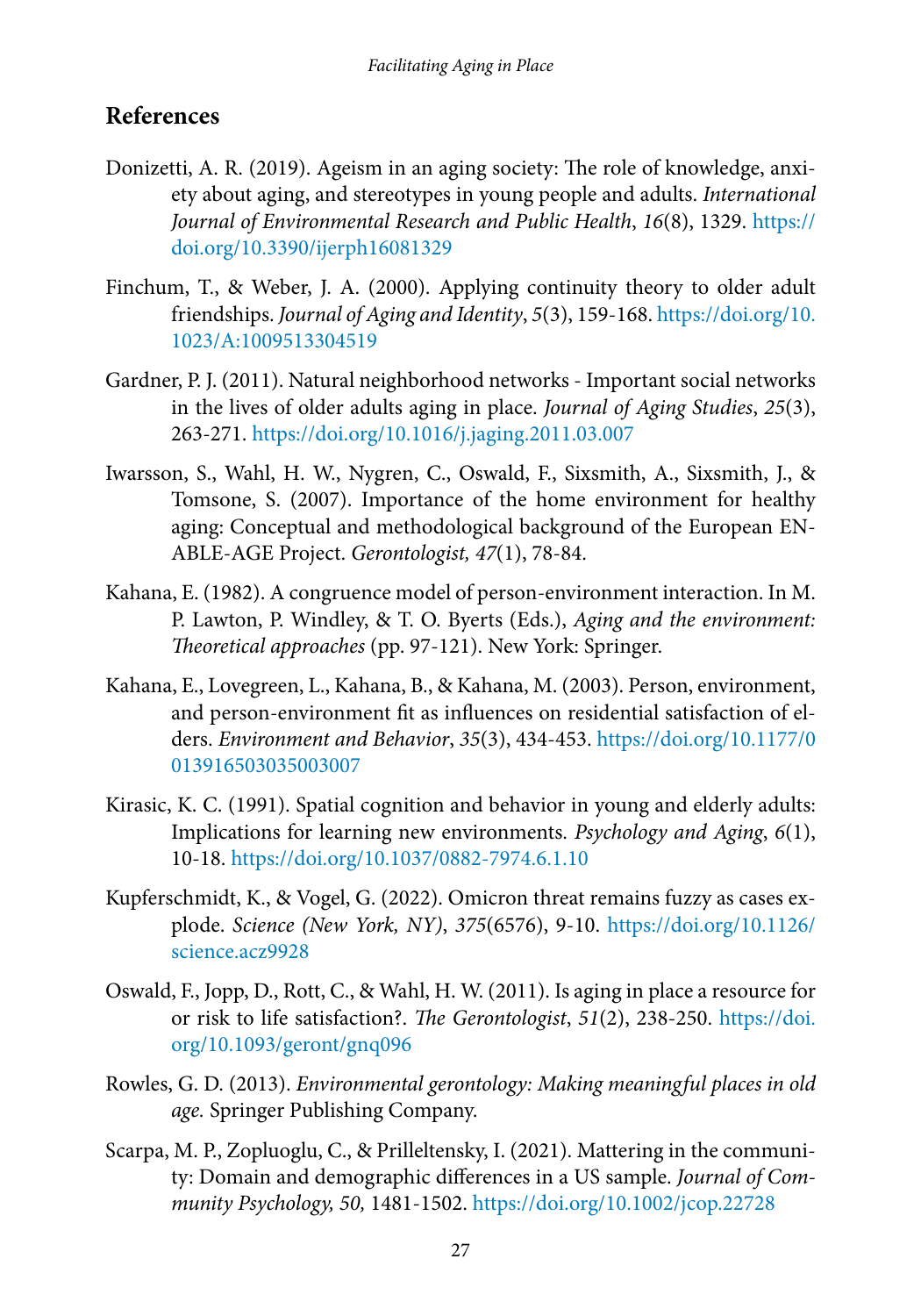## References

Donizetti, A. R. (2019). Ageism in an aging society: The role of knowledge, anxiety about aging, and stereotypes in young people and adults. *International Journal of Environmental Research and Public Health*, *16*(8), 1329. https://doi.org/10.3390/ijerph16081329

Finchum, T., & Weber, J. A. (2000). Applying continuity theory to older adult friendships. *Journal of Aging and Identity*, *5*(3), 159-168. https://doi.org/10.1023/A:1009513304519

Gardner, P. J. (2011). Natural neighborhood networks - Important social networks in the lives of older adults aging in place. *Journal of Aging Studies*, *25*(3), 263-271. https://doi.org/10.1016/j.jaging.2011.03.007

Iwarsson, S., Wahl, H. W., Nygren, C., Oswald, F., Sixsmith, A., Sixsmith, J., & Tomsone, S. (2007). Importance of the home environment for healthy aging: Conceptual and methodological background of the European ENABLE-AGE Project. *Gerontologist, 47*(1), 78-84.

Kahana, E. (1982). A congruence model of person-environment interaction. In M. P. Lawton, P. Windley, & T. O. Byerts (Eds.), *Aging and the environment: Theoretical approaches* (pp. 97-121). New York: Springer.

Kahana, E., Lovegreen, L., Kahana, B., & Kahana, M. (2003). Person, environment, and person-environment fit as influences on residential satisfaction of elders. *Environment and Behavior*, *35*(3), 434-453. https://doi.org/10.1177/0013916503035003007

Kirasic, K. C. (1991). Spatial cognition and behavior in young and elderly adults: Implications for learning new environments. *Psychology and Aging*, *6*(1), 10-18. https://doi.org/10.1037/0882-7974.6.1.10

Kupferschmidt, K., & Vogel, G. (2022). Omicron threat remains fuzzy as cases explode. *Science (New York, NY)*, *375*(6576), 9-10. https://doi.org/10.1126/science.acz9928

Oswald, F., Jopp, D., Rott, C., & Wahl, H. W. (2011). Is aging in place a resource for or risk to life satisfaction?. *The Gerontologist*, *51*(2), 238-250. https://doi.org/10.1093/geront/gnq096

Rowles, G. D. (2013). *Environmental gerontology: Making meaningful places in old age.* Springer Publishing Company.

Scarpa, M. P., Zopluoglu, C., & Prilleltensky, I. (2021). Mattering in the community: Domain and demographic differences in a US sample. *Journal of Community Psychology, 50,* 1481-1502. https://doi.org/10.1002/jcop.22728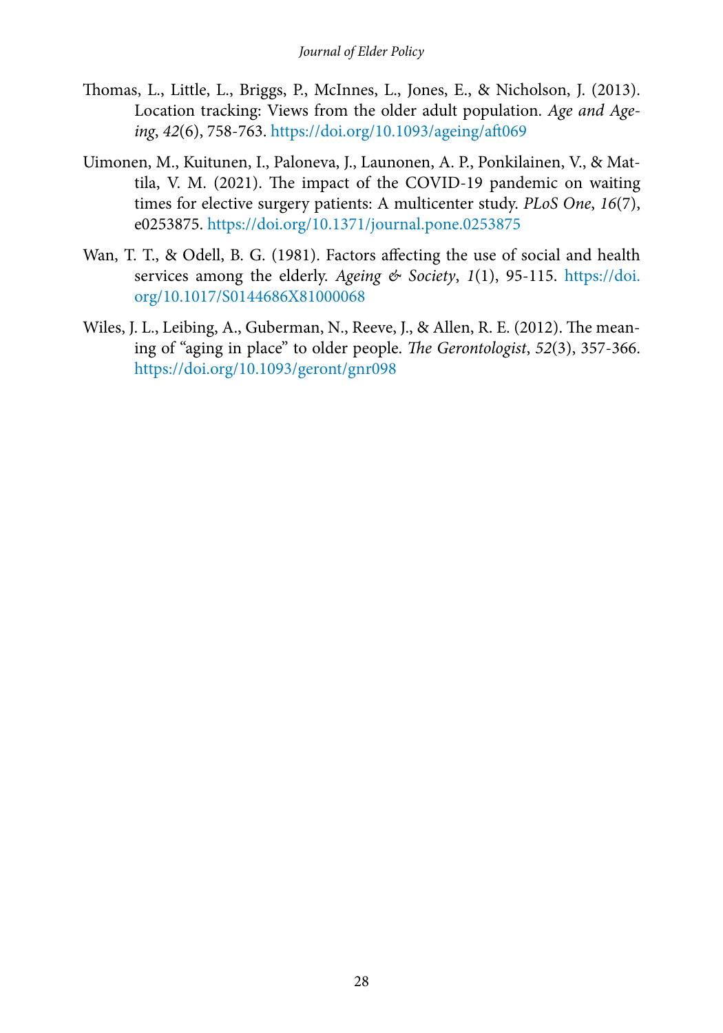Thomas, L., Little, L., Briggs, P., McInnes, L., Jones, E., & Nicholson, J. (2013). Location tracking: Views from the older adult population. *Age and Ageing*, *42*(6), 758-763. https://doi.org/10.1093/ageing/aft069

Uimonen, M., Kuitunen, I., Paloneva, J., Launonen, A. P., Ponkilainen, V., & Mattila, V. M. (2021). The impact of the COVID-19 pandemic on waiting times for elective surgery patients: A multicenter study. *PLoS One*, *16*(7), e0253875. https://doi.org/10.1371/journal.pone.0253875

Wan, T. T., & Odell, B. G. (1981). Factors affecting the use of social and health services among the elderly. *Ageing & Society*, *1*(1), 95-115. https://doi.org/10.1017/S0144686X81000068

Wiles, J. L., Leibing, A., Guberman, N., Reeve, J., & Allen, R. E. (2012). The meaning of "aging in place" to older people. *The Gerontologist*, *52*(3), 357-366. https://doi.org/10.1093/geront/gnr098